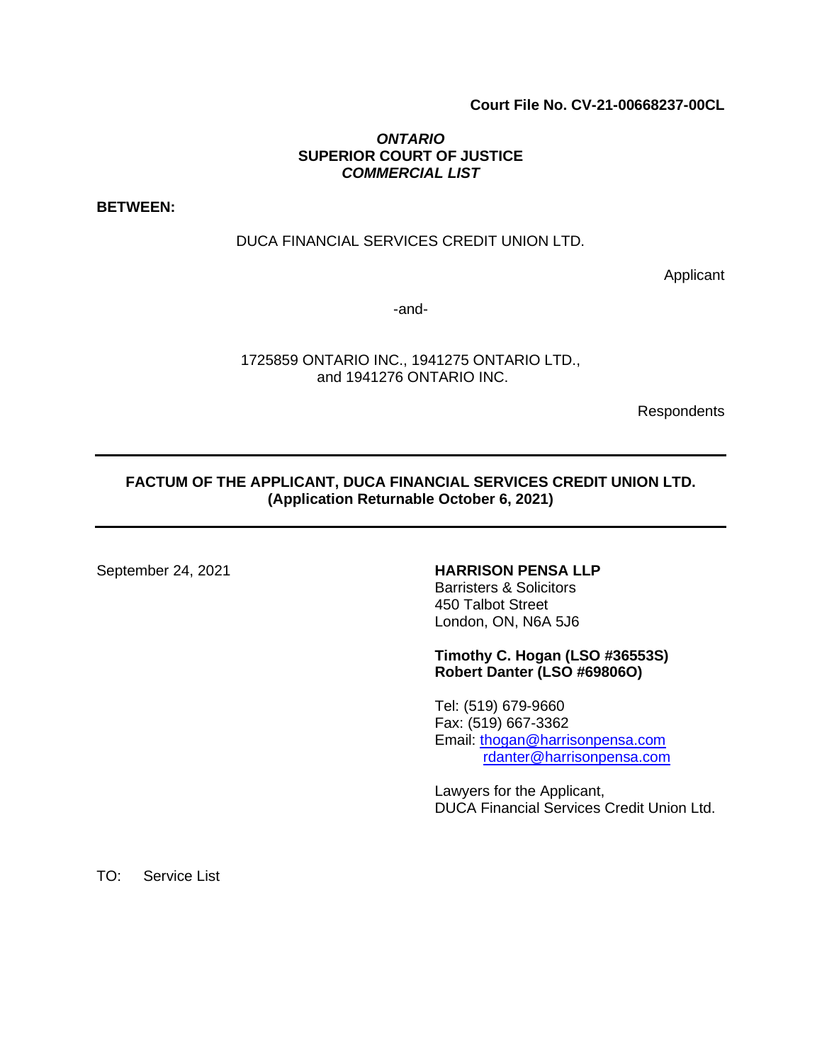**Court File No. CV-21-00668237-00CL**

***ONTARIO***
**SUPERIOR COURT OF JUSTICE**
***COMMERCIAL LIST***

**BETWEEN:**

DUCA FINANCIAL SERVICES CREDIT UNION LTD.

Applicant

-and-

1725859 ONTARIO INC., 1941275 ONTARIO LTD., and 1941276 ONTARIO INC.

Respondents

---

**FACTUM OF THE APPLICANT, DUCA FINANCIAL SERVICES CREDIT UNION LTD.**
**(Application Returnable October 6, 2021)**

---

September 24, 2021

**HARRISON PENSA LLP**
Barristers & Solicitors
450 Talbot Street
London, ON, N6A 5J6

**Timothy C. Hogan (LSO #36553S)**
**Robert Danter (LSO #69806O)**

Tel: (519) 679-9660
Fax: (519) 667-3362
Email: thogan@harrisonpensa.com
rdanter@harrisonpensa.com

Lawyers for the Applicant,
DUCA Financial Services Credit Union Ltd.

TO: Service List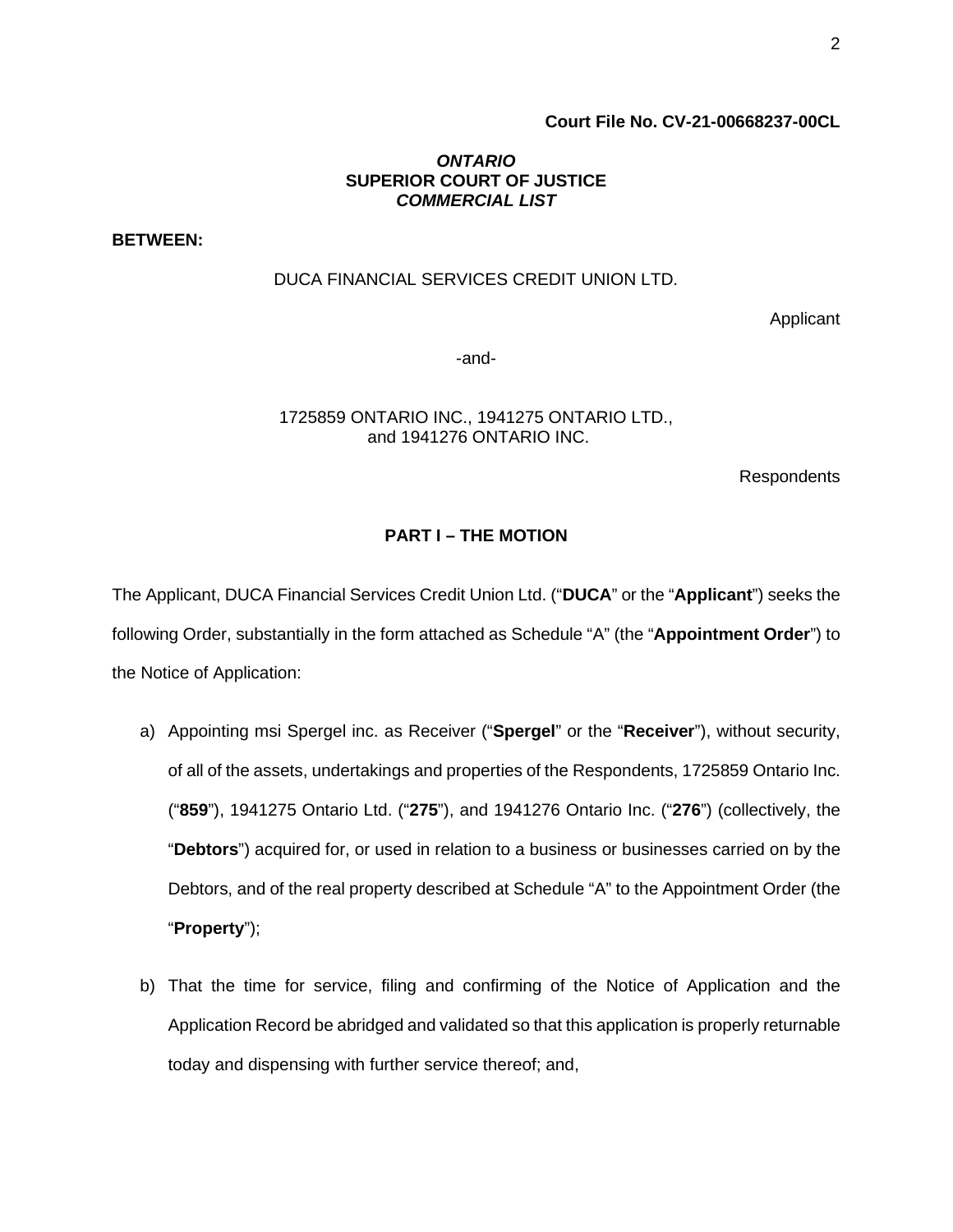**Court File No. CV-21-00668237-00CL**

***ONTARIO***
**SUPERIOR COURT OF JUSTICE**
***COMMERCIAL LIST***

**BETWEEN:**

DUCA FINANCIAL SERVICES CREDIT UNION LTD.

Applicant

-and-

1725859 ONTARIO INC., 1941275 ONTARIO LTD., and 1941276 ONTARIO INC.

Respondents

**PART I – THE MOTION**

The Applicant, DUCA Financial Services Credit Union Ltd. ("**DUCA**" or the "**Applicant**") seeks the following Order, substantially in the form attached as Schedule "A" (the "**Appointment Order**") to the Notice of Application:

a) Appointing msi Spergel inc. as Receiver ("**Spergel**" or the "**Receiver**"), without security, of all of the assets, undertakings and properties of the Respondents, 1725859 Ontario Inc. ("**859**"), 1941275 Ontario Ltd. ("**275**"), and 1941276 Ontario Inc. ("**276**") (collectively, the "**Debtors**") acquired for, or used in relation to a business or businesses carried on by the Debtors, and of the real property described at Schedule "A" to the Appointment Order (the "**Property**");

b) That the time for service, filing and confirming of the Notice of Application and the Application Record be abridged and validated so that this application is properly returnable today and dispensing with further service thereof; and,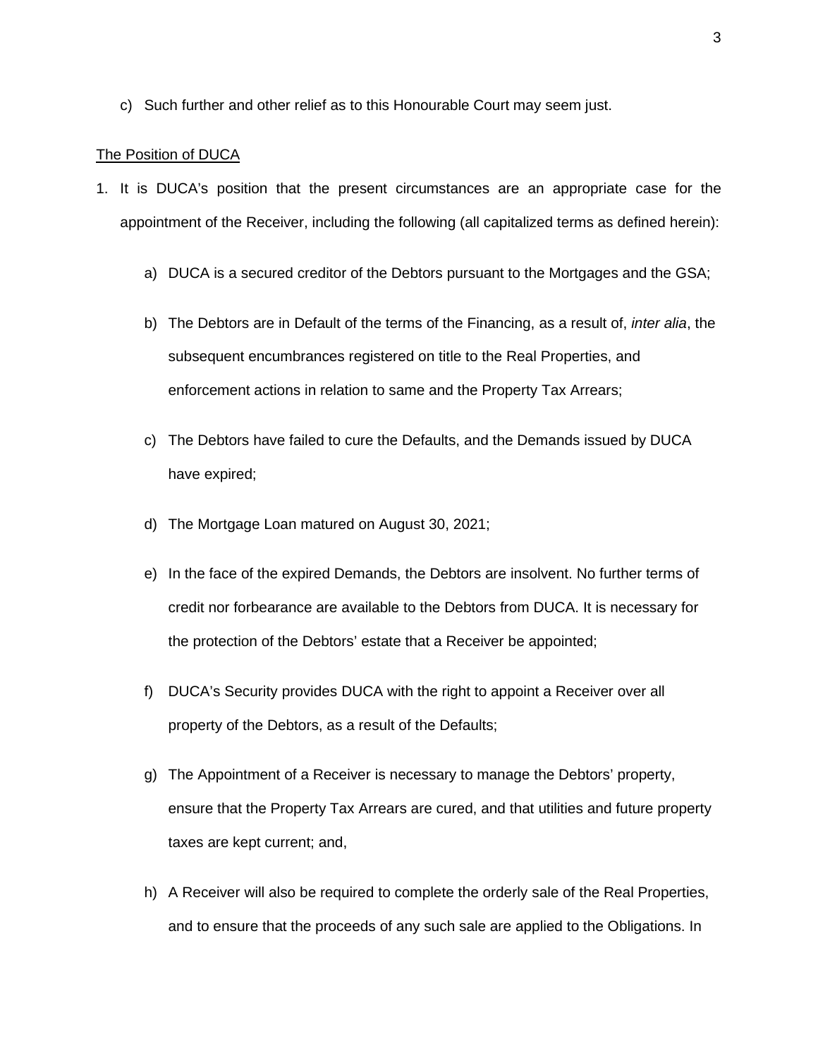c) Such further and other relief as to this Honourable Court may seem just.

<u>The Position of DUCA</u>

1. It is DUCA's position that the present circumstances are an appropriate case for the appointment of the Receiver, including the following (all capitalized terms as defined herein):

    a) DUCA is a secured creditor of the Debtors pursuant to the Mortgages and the GSA;

    b) The Debtors are in Default of the terms of the Financing, as a result of, *inter alia*, the subsequent encumbrances registered on title to the Real Properties, and enforcement actions in relation to same and the Property Tax Arrears;

    c) The Debtors have failed to cure the Defaults, and the Demands issued by DUCA have expired;

    d) The Mortgage Loan matured on August 30, 2021;

    e) In the face of the expired Demands, the Debtors are insolvent. No further terms of credit nor forbearance are available to the Debtors from DUCA. It is necessary for the protection of the Debtors' estate that a Receiver be appointed;

    f) DUCA's Security provides DUCA with the right to appoint a Receiver over all property of the Debtors, as a result of the Defaults;

    g) The Appointment of a Receiver is necessary to manage the Debtors' property, ensure that the Property Tax Arrears are cured, and that utilities and future property taxes are kept current; and,

    h) A Receiver will also be required to complete the orderly sale of the Real Properties, and to ensure that the proceeds of any such sale are applied to the Obligations. In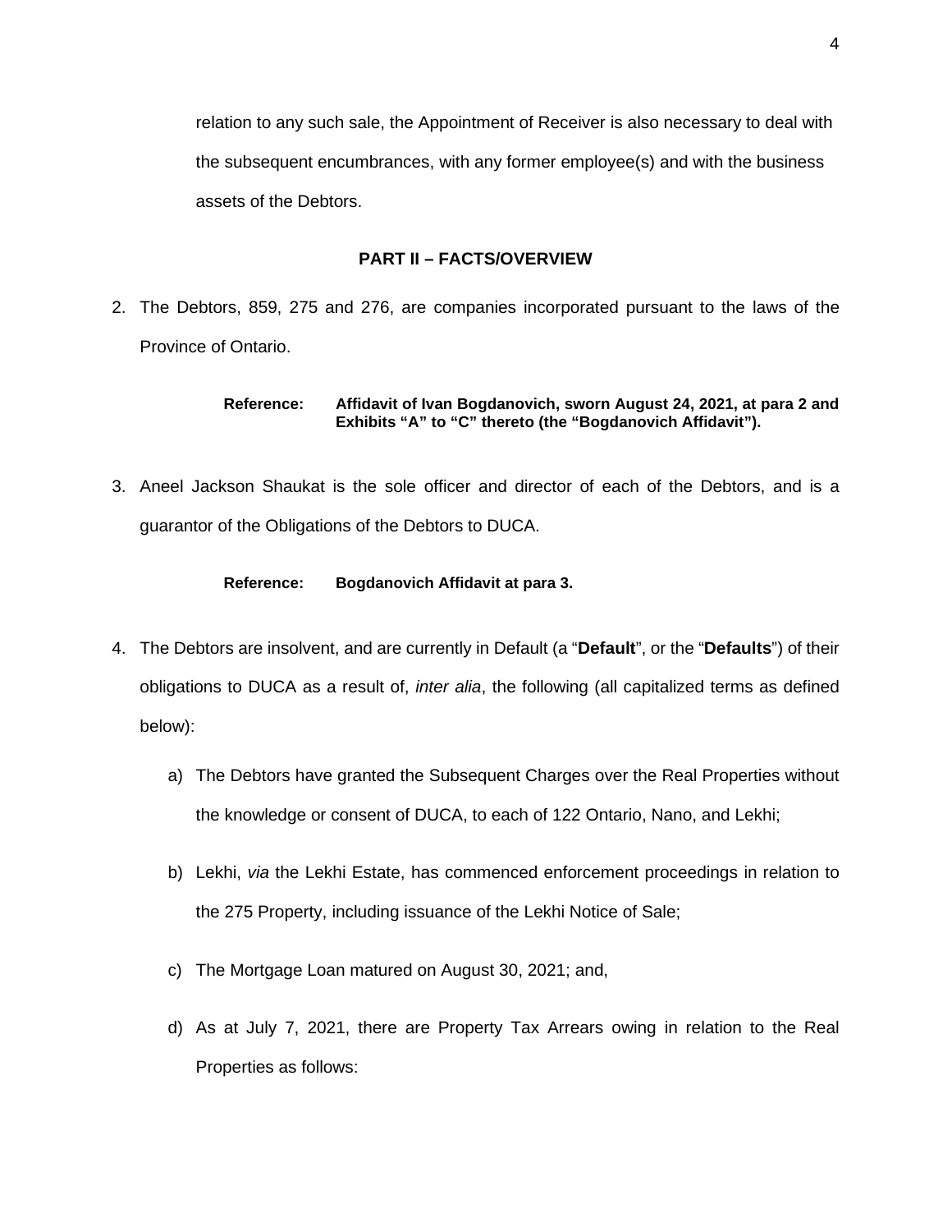relation to any such sale, the Appointment of Receiver is also necessary to deal with the subsequent encumbrances, with any former employee(s) and with the business assets of the Debtors.

## PART II – FACTS/OVERVIEW

2. The Debtors, 859, 275 and 276, are companies incorporated pursuant to the laws of the Province of Ontario.

   **Reference: Affidavit of Ivan Bogdanovich, sworn August 24, 2021, at para 2 and Exhibits "A" to "C" thereto (the "Bogdanovich Affidavit").**

3. Aneel Jackson Shaukat is the sole officer and director of each of the Debtors, and is a guarantor of the Obligations of the Debtors to DUCA.

   **Reference: Bogdanovich Affidavit at para 3.**

4. The Debtors are insolvent, and are currently in Default (a "**Default**", or the "**Defaults**") of their obligations to DUCA as a result of, *inter alia*, the following (all capitalized terms as defined below):

   a) The Debtors have granted the Subsequent Charges over the Real Properties without the knowledge or consent of DUCA, to each of 122 Ontario, Nano, and Lekhi;

   b) Lekhi, *via* the Lekhi Estate, has commenced enforcement proceedings in relation to the 275 Property, including issuance of the Lekhi Notice of Sale;

   c) The Mortgage Loan matured on August 30, 2021; and,

   d) As at July 7, 2021, there are Property Tax Arrears owing in relation to the Real Properties as follows: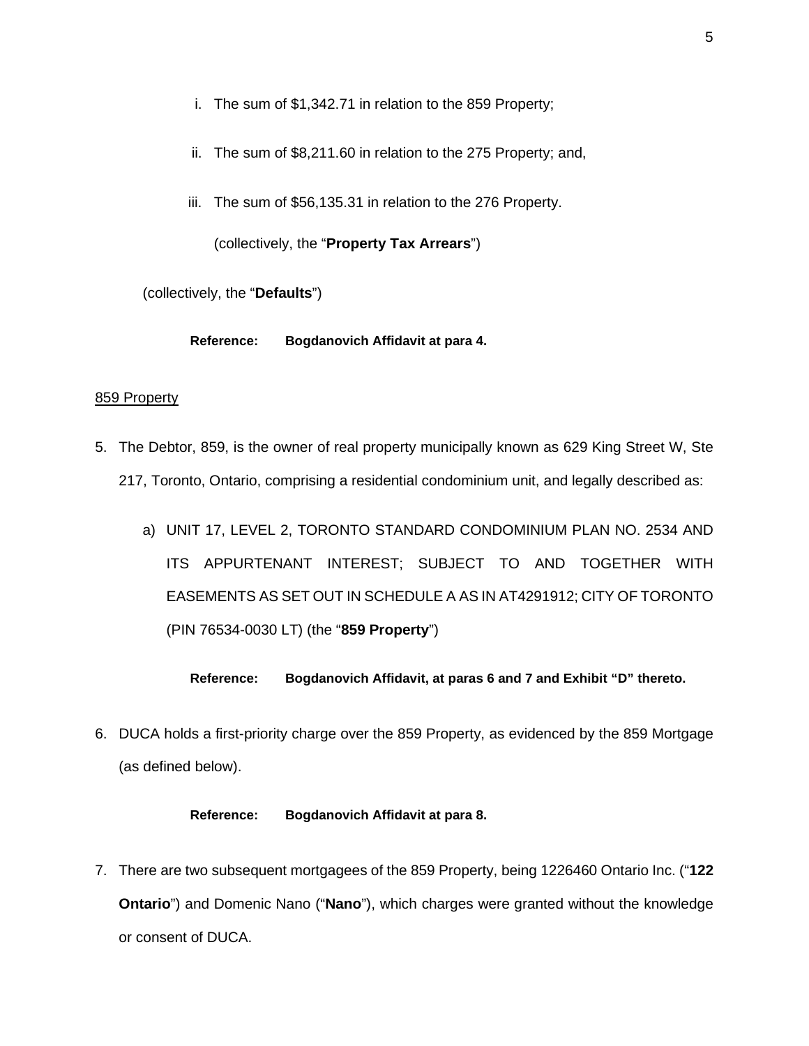i. The sum of $1,342.71 in relation to the 859 Property;

ii. The sum of $8,211.60 in relation to the 275 Property; and,

iii. The sum of $56,135.31 in relation to the 276 Property.

(collectively, the "**Property Tax Arrears**")

(collectively, the "**Defaults**")

**Reference: Bogdanovich Affidavit at para 4.**

<u>859 Property</u>

5. The Debtor, 859, is the owner of real property municipally known as 629 King Street W, Ste 217, Toronto, Ontario, comprising a residential condominium unit, and legally described as:

   a) UNIT 17, LEVEL 2, TORONTO STANDARD CONDOMINIUM PLAN NO. 2534 AND ITS APPURTENANT INTEREST; SUBJECT TO AND TOGETHER WITH EASEMENTS AS SET OUT IN SCHEDULE A AS IN AT4291912; CITY OF TORONTO (PIN 76534-0030 LT) (the "**859 Property**")

**Reference: Bogdanovich Affidavit, at paras 6 and 7 and Exhibit "D" thereto.**

6. DUCA holds a first-priority charge over the 859 Property, as evidenced by the 859 Mortgage (as defined below).

**Reference: Bogdanovich Affidavit at para 8.**

7. There are two subsequent mortgagees of the 859 Property, being 1226460 Ontario Inc. ("**122 Ontario**") and Domenic Nano ("**Nano**"), which charges were granted without the knowledge or consent of DUCA.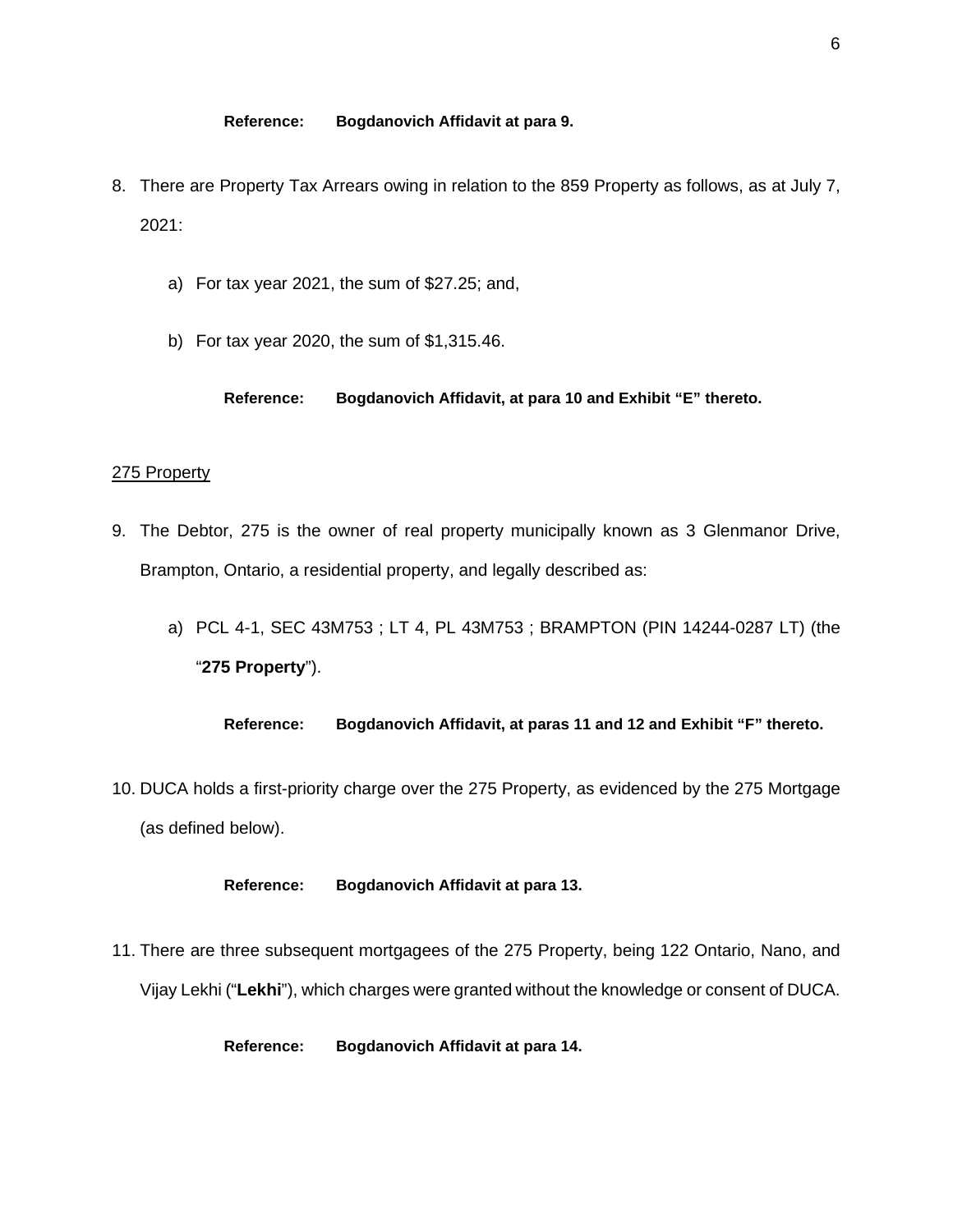**Reference: Bogdanovich Affidavit at para 9.**

8. There are Property Tax Arrears owing in relation to the 859 Property as follows, as at July 7, 2021:

    a) For tax year 2021, the sum of $27.25; and,

    b) For tax year 2020, the sum of $1,315.46.

**Reference: Bogdanovich Affidavit, at para 10 and Exhibit "E" thereto.**

<u>275 Property</u>

9. The Debtor, 275 is the owner of real property municipally known as 3 Glenmanor Drive, Brampton, Ontario, a residential property, and legally described as:

    a) PCL 4-1, SEC 43M753 ; LT 4, PL 43M753 ; BRAMPTON (PIN 14244-0287 LT) (the "**275 Property**").

**Reference: Bogdanovich Affidavit, at paras 11 and 12 and Exhibit "F" thereto.**

10. DUCA holds a first-priority charge over the 275 Property, as evidenced by the 275 Mortgage (as defined below).

**Reference: Bogdanovich Affidavit at para 13.**

11. There are three subsequent mortgagees of the 275 Property, being 122 Ontario, Nano, and Vijay Lekhi ("**Lekhi**"), which charges were granted without the knowledge or consent of DUCA.

**Reference: Bogdanovich Affidavit at para 14.**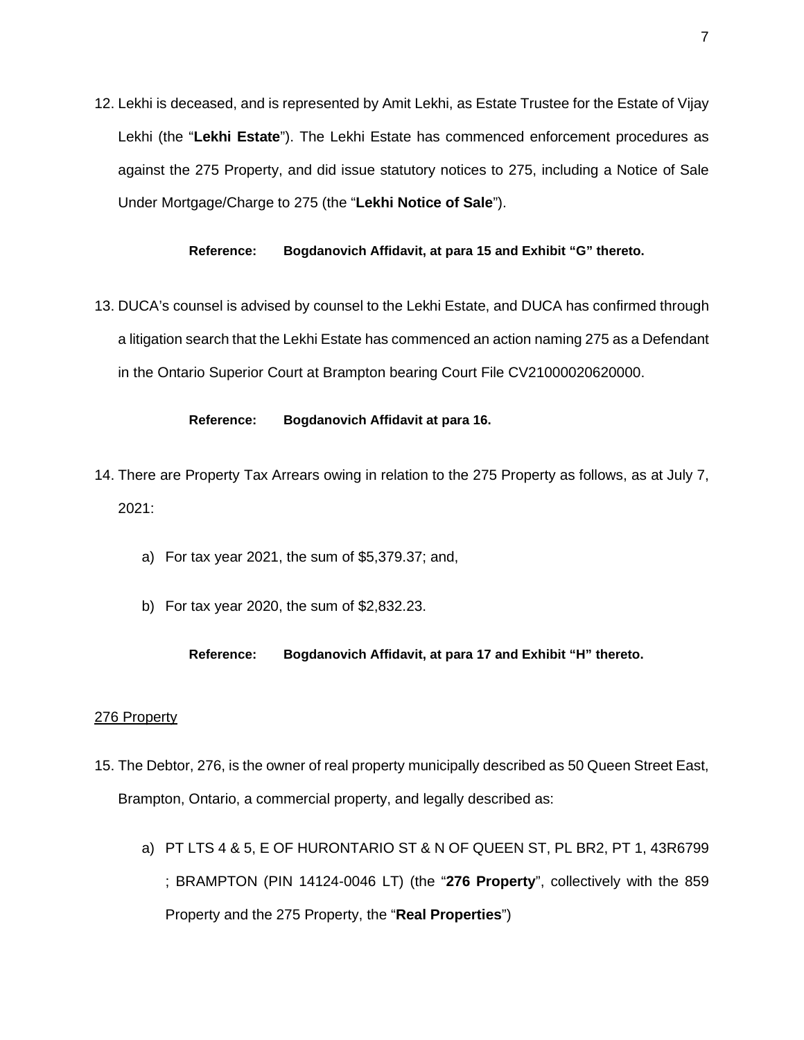12. Lekhi is deceased, and is represented by Amit Lekhi, as Estate Trustee for the Estate of Vijay Lekhi (the "**Lekhi Estate**"). The Lekhi Estate has commenced enforcement procedures as against the 275 Property, and did issue statutory notices to 275, including a Notice of Sale Under Mortgage/Charge to 275 (the "**Lekhi Notice of Sale**").

    **Reference: Bogdanovich Affidavit, at para 15 and Exhibit "G" thereto.**

13. DUCA's counsel is advised by counsel to the Lekhi Estate, and DUCA has confirmed through a litigation search that the Lekhi Estate has commenced an action naming 275 as a Defendant in the Ontario Superior Court at Brampton bearing Court File CV21000020620000.

    **Reference: Bogdanovich Affidavit at para 16.**

14. There are Property Tax Arrears owing in relation to the 275 Property as follows, as at July 7, 2021:

    a) For tax year 2021, the sum of $5,379.37; and,

    b) For tax year 2020, the sum of $2,832.23.

    **Reference: Bogdanovich Affidavit, at para 17 and Exhibit "H" thereto.**

<u>276 Property</u>

15. The Debtor, 276, is the owner of real property municipally described as 50 Queen Street East, Brampton, Ontario, a commercial property, and legally described as:

    a) PT LTS 4 & 5, E OF HURONTARIO ST & N OF QUEEN ST, PL BR2, PT 1, 43R6799 ; BRAMPTON (PIN 14124-0046 LT) (the "**276 Property**", collectively with the 859 Property and the 275 Property, the "**Real Properties**")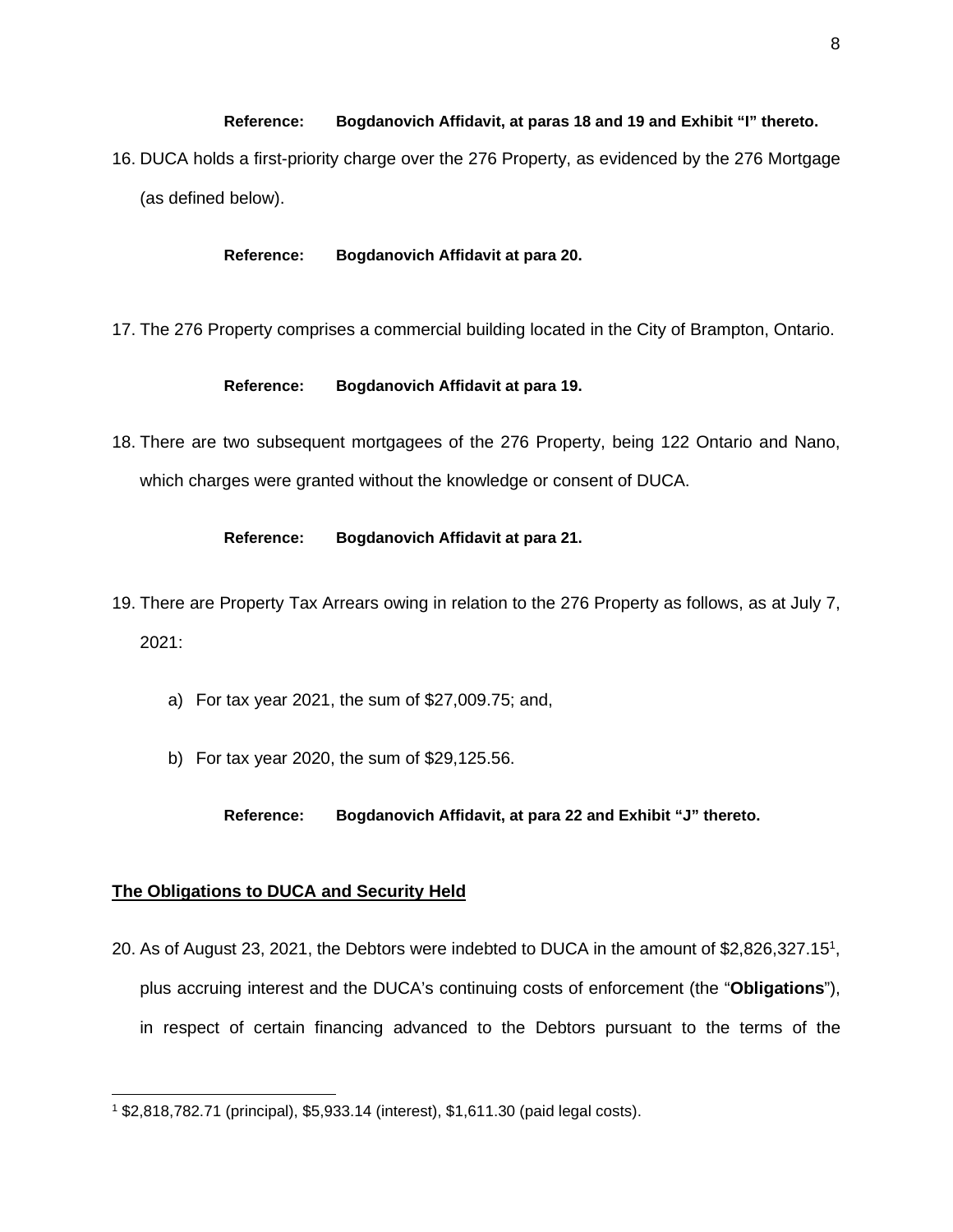**Reference: Bogdanovich Affidavit, at paras 18 and 19 and Exhibit "I" thereto.**

16. DUCA holds a first-priority charge over the 276 Property, as evidenced by the 276 Mortgage (as defined below).

**Reference: Bogdanovich Affidavit at para 20.**

17. The 276 Property comprises a commercial building located in the City of Brampton, Ontario.

**Reference: Bogdanovich Affidavit at para 19.**

18. There are two subsequent mortgagees of the 276 Property, being 122 Ontario and Nano, which charges were granted without the knowledge or consent of DUCA.

**Reference: Bogdanovich Affidavit at para 21.**

19. There are Property Tax Arrears owing in relation to the 276 Property as follows, as at July 7, 2021:

    a) For tax year 2021, the sum of $27,009.75; and,

    b) For tax year 2020, the sum of $29,125.56.

**Reference: Bogdanovich Affidavit, at para 22 and Exhibit "J" thereto.**

## The Obligations to DUCA and Security Held

20. As of August 23, 2021, the Debtors were indebted to DUCA in the amount of $2,826,327.15[1], plus accruing interest and the DUCA's continuing costs of enforcement (the "**Obligations**"), in respect of certain financing advanced to the Debtors pursuant to the terms of the

[1] $2,818,782.71 (principal), $5,933.14 (interest), $1,611.30 (paid legal costs).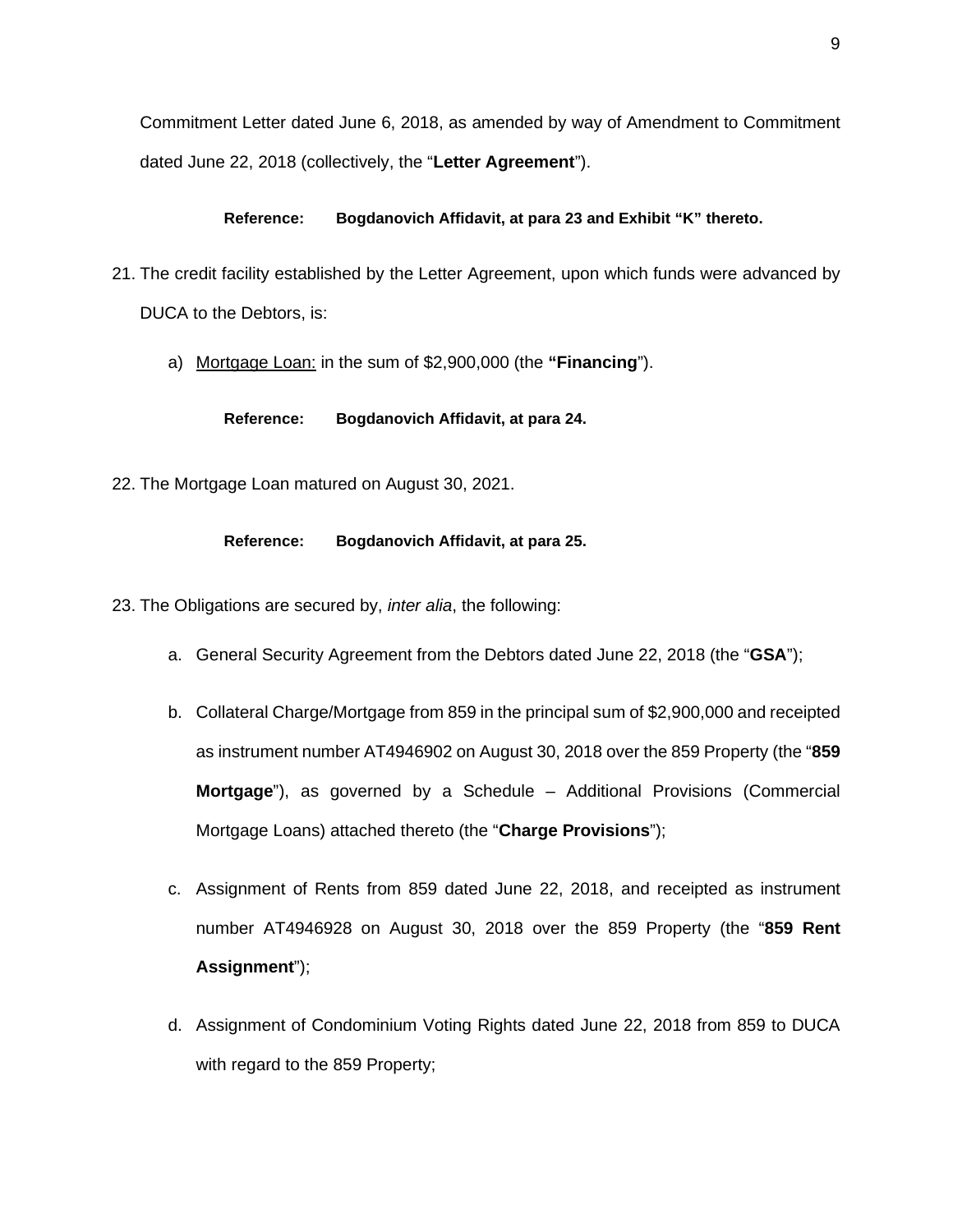Commitment Letter dated June 6, 2018, as amended by way of Amendment to Commitment dated June 22, 2018 (collectively, the "**Letter Agreement**").

**Reference: Bogdanovich Affidavit, at para 23 and Exhibit "K" thereto.**

21. The credit facility established by the Letter Agreement, upon which funds were advanced by DUCA to the Debtors, is:

    a) <u>Mortgage Loan:</u> in the sum of $2,900,000 (the **"Financing**").

    **Reference: Bogdanovich Affidavit, at para 24.**

22. The Mortgage Loan matured on August 30, 2021.

    **Reference: Bogdanovich Affidavit, at para 25.**

23. The Obligations are secured by, *inter alia*, the following:

    a. General Security Agreement from the Debtors dated June 22, 2018 (the "**GSA**");

    b. Collateral Charge/Mortgage from 859 in the principal sum of $2,900,000 and receipted as instrument number AT4946902 on August 30, 2018 over the 859 Property (the "**859 Mortgage**"), as governed by a Schedule – Additional Provisions (Commercial Mortgage Loans) attached thereto (the "**Charge Provisions**");

    c. Assignment of Rents from 859 dated June 22, 2018, and receipted as instrument number AT4946928 on August 30, 2018 over the 859 Property (the "**859 Rent Assignment**");

    d. Assignment of Condominium Voting Rights dated June 22, 2018 from 859 to DUCA with regard to the 859 Property;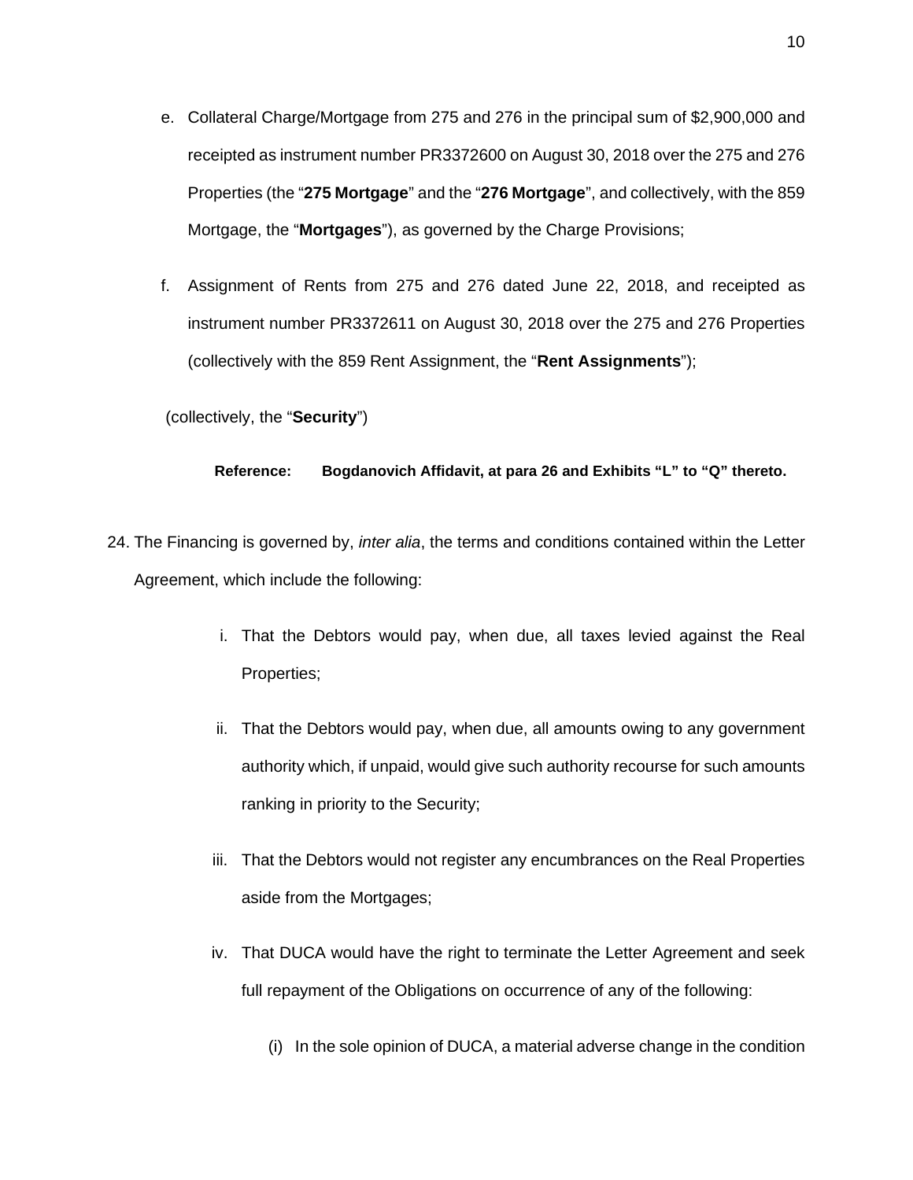e. Collateral Charge/Mortgage from 275 and 276 in the principal sum of $2,900,000 and receipted as instrument number PR3372600 on August 30, 2018 over the 275 and 276 Properties (the "**275 Mortgage**" and the "**276 Mortgage**", and collectively, with the 859 Mortgage, the "**Mortgages**"), as governed by the Charge Provisions;

f. Assignment of Rents from 275 and 276 dated June 22, 2018, and receipted as instrument number PR3372611 on August 30, 2018 over the 275 and 276 Properties (collectively with the 859 Rent Assignment, the "**Rent Assignments**");

(collectively, the "**Security**")

**Reference: Bogdanovich Affidavit, at para 26 and Exhibits "L" to "Q" thereto.**

24. The Financing is governed by, *inter alia*, the terms and conditions contained within the Letter Agreement, which include the following:

    i. That the Debtors would pay, when due, all taxes levied against the Real Properties;

    ii. That the Debtors would pay, when due, all amounts owing to any government authority which, if unpaid, would give such authority recourse for such amounts ranking in priority to the Security;

    iii. That the Debtors would not register any encumbrances on the Real Properties aside from the Mortgages;

    iv. That DUCA would have the right to terminate the Letter Agreement and seek full repayment of the Obligations on occurrence of any of the following:

        (i) In the sole opinion of DUCA, a material adverse change in the condition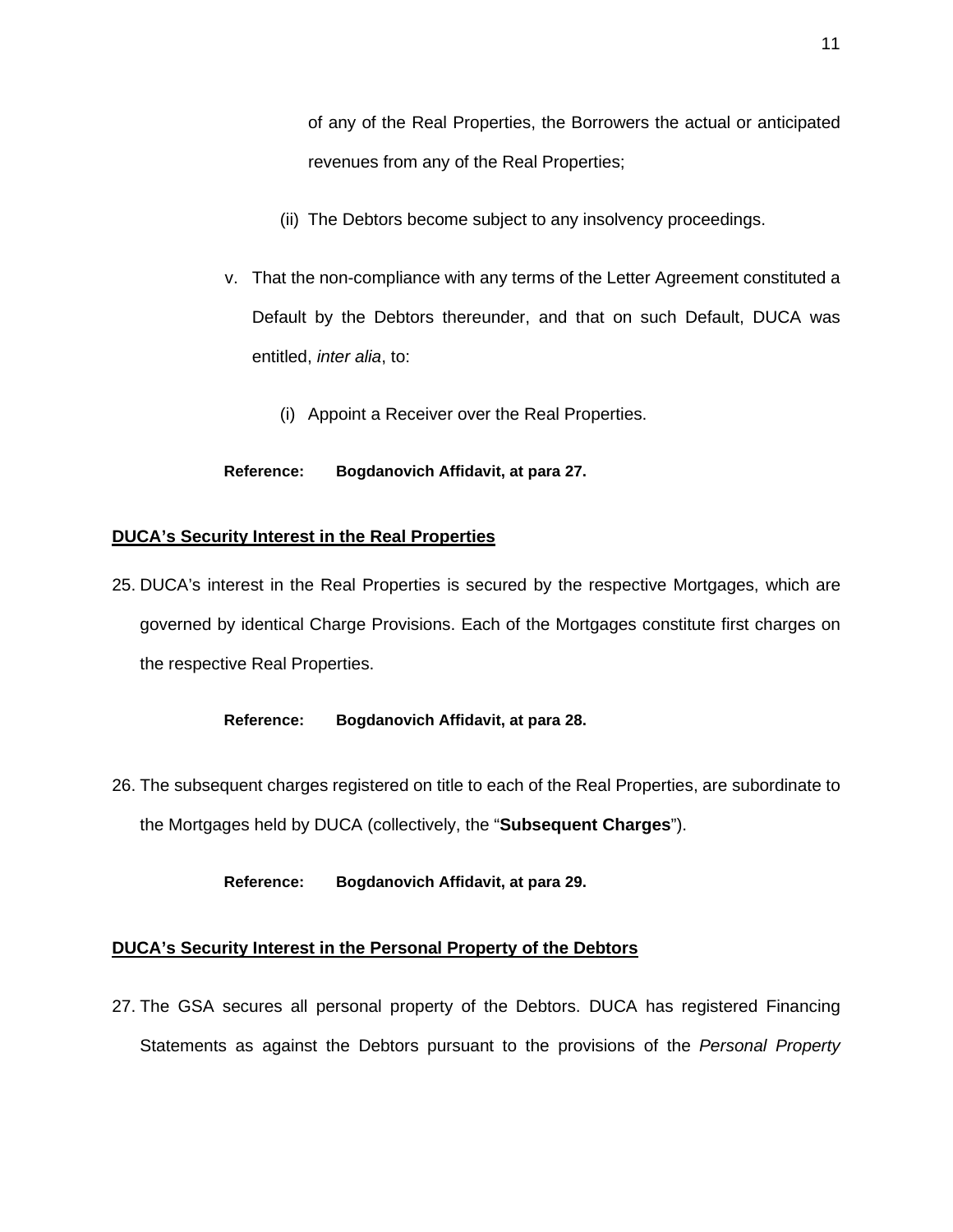of any of the Real Properties, the Borrowers the actual or anticipated revenues from any of the Real Properties;

(ii) The Debtors become subject to any insolvency proceedings.

v. That the non-compliance with any terms of the Letter Agreement constituted a Default by the Debtors thereunder, and that on such Default, DUCA was entitled, *inter alia*, to:

(i) Appoint a Receiver over the Real Properties.

**Reference: Bogdanovich Affidavit, at para 27.**

**DUCA's Security Interest in the Real Properties**

25. DUCA's interest in the Real Properties is secured by the respective Mortgages, which are governed by identical Charge Provisions. Each of the Mortgages constitute first charges on the respective Real Properties.

**Reference: Bogdanovich Affidavit, at para 28.**

26. The subsequent charges registered on title to each of the Real Properties, are subordinate to the Mortgages held by DUCA (collectively, the "**Subsequent Charges**").

**Reference: Bogdanovich Affidavit, at para 29.**

**DUCA's Security Interest in the Personal Property of the Debtors**

27. The GSA secures all personal property of the Debtors. DUCA has registered Financing Statements as against the Debtors pursuant to the provisions of the *Personal Property*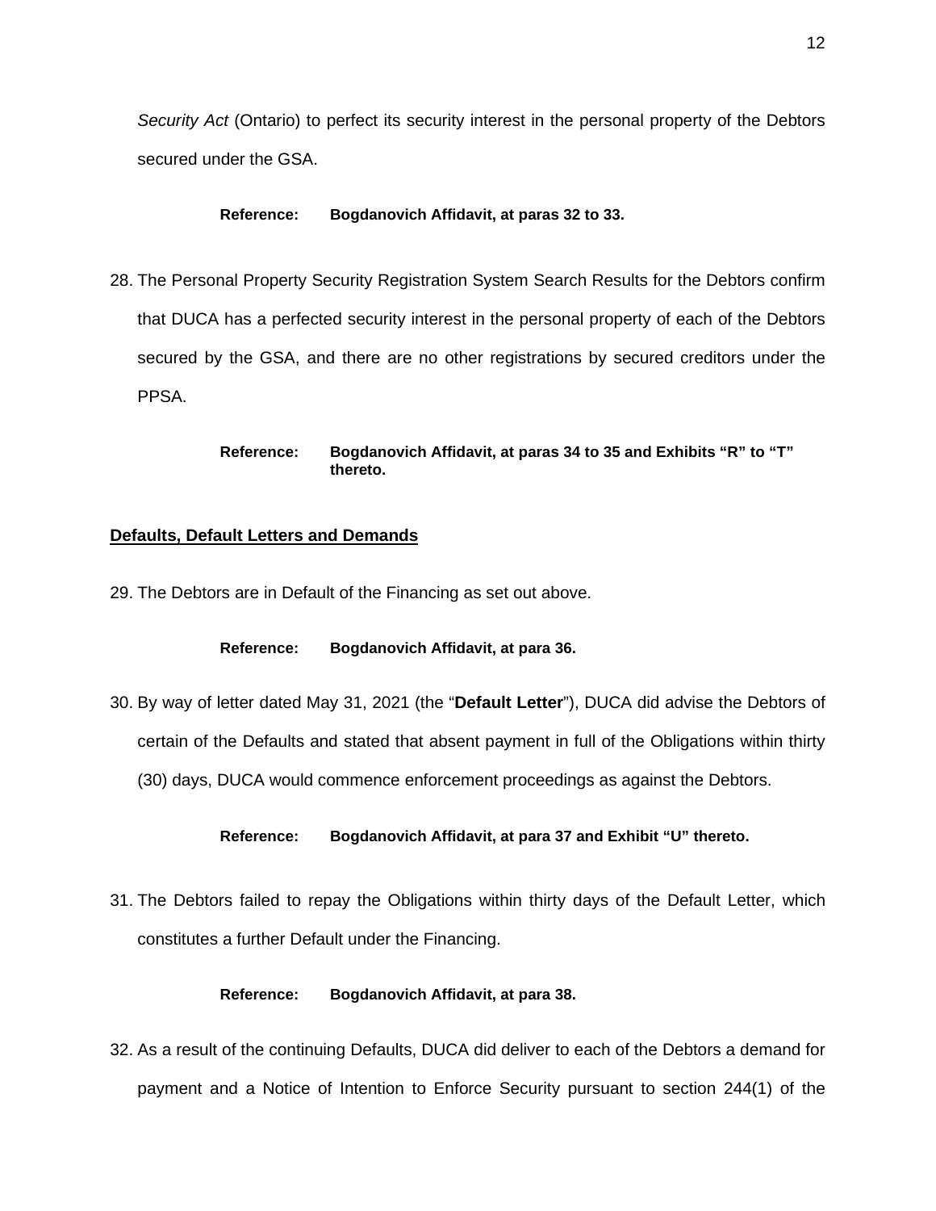*Security Act* (Ontario) to perfect its security interest in the personal property of the Debtors secured under the GSA.

**Reference: Bogdanovich Affidavit, at paras 32 to 33.**

28. The Personal Property Security Registration System Search Results for the Debtors confirm that DUCA has a perfected security interest in the personal property of each of the Debtors secured by the GSA, and there are no other registrations by secured creditors under the PPSA.

**Reference: Bogdanovich Affidavit, at paras 34 to 35 and Exhibits "R" to "T" thereto.**

**<u>Defaults, Default Letters and Demands</u>**

29. The Debtors are in Default of the Financing as set out above.

**Reference: Bogdanovich Affidavit, at para 36.**

30. By way of letter dated May 31, 2021 (the "**Default Letter**"), DUCA did advise the Debtors of certain of the Defaults and stated that absent payment in full of the Obligations within thirty (30) days, DUCA would commence enforcement proceedings as against the Debtors.

**Reference: Bogdanovich Affidavit, at para 37 and Exhibit "U" thereto.**

31. The Debtors failed to repay the Obligations within thirty days of the Default Letter, which constitutes a further Default under the Financing.

**Reference: Bogdanovich Affidavit, at para 38.**

32. As a result of the continuing Defaults, DUCA did deliver to each of the Debtors a demand for payment and a Notice of Intention to Enforce Security pursuant to section 244(1) of the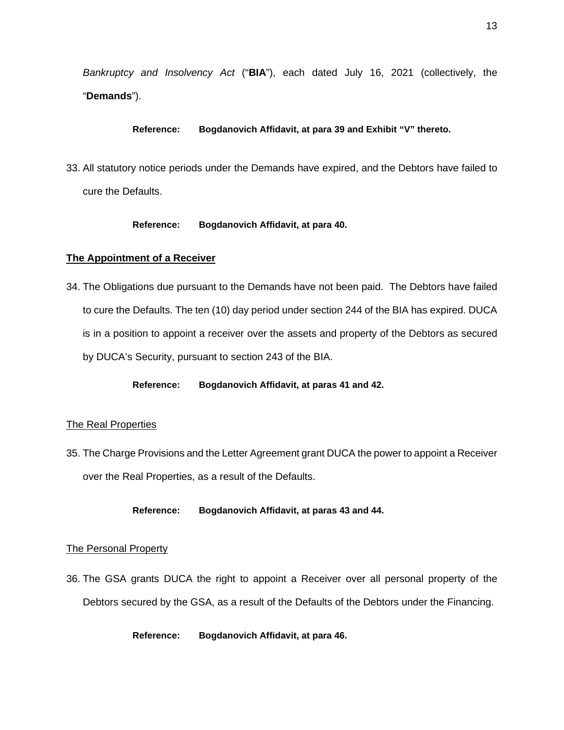*Bankruptcy and Insolvency Act* ("**BIA**"), each dated July 16, 2021 (collectively, the "**Demands**").

> **Reference: Bogdanovich Affidavit, at para 39 and Exhibit "V" thereto.**

33. All statutory notice periods under the Demands have expired, and the Debtors have failed to cure the Defaults.

> **Reference: Bogdanovich Affidavit, at para 40.**

## <u>The Appointment of a Receiver</u>

34. The Obligations due pursuant to the Demands have not been paid. The Debtors have failed to cure the Defaults. The ten (10) day period under section 244 of the BIA has expired. DUCA is in a position to appoint a receiver over the assets and property of the Debtors as secured by DUCA's Security, pursuant to section 243 of the BIA.

> **Reference: Bogdanovich Affidavit, at paras 41 and 42.**

### <u>The Real Properties</u>

35. The Charge Provisions and the Letter Agreement grant DUCA the power to appoint a Receiver over the Real Properties, as a result of the Defaults.

> **Reference: Bogdanovich Affidavit, at paras 43 and 44.**

### <u>The Personal Property</u>

36. The GSA grants DUCA the right to appoint a Receiver over all personal property of the Debtors secured by the GSA, as a result of the Defaults of the Debtors under the Financing.

> **Reference: Bogdanovich Affidavit, at para 46.**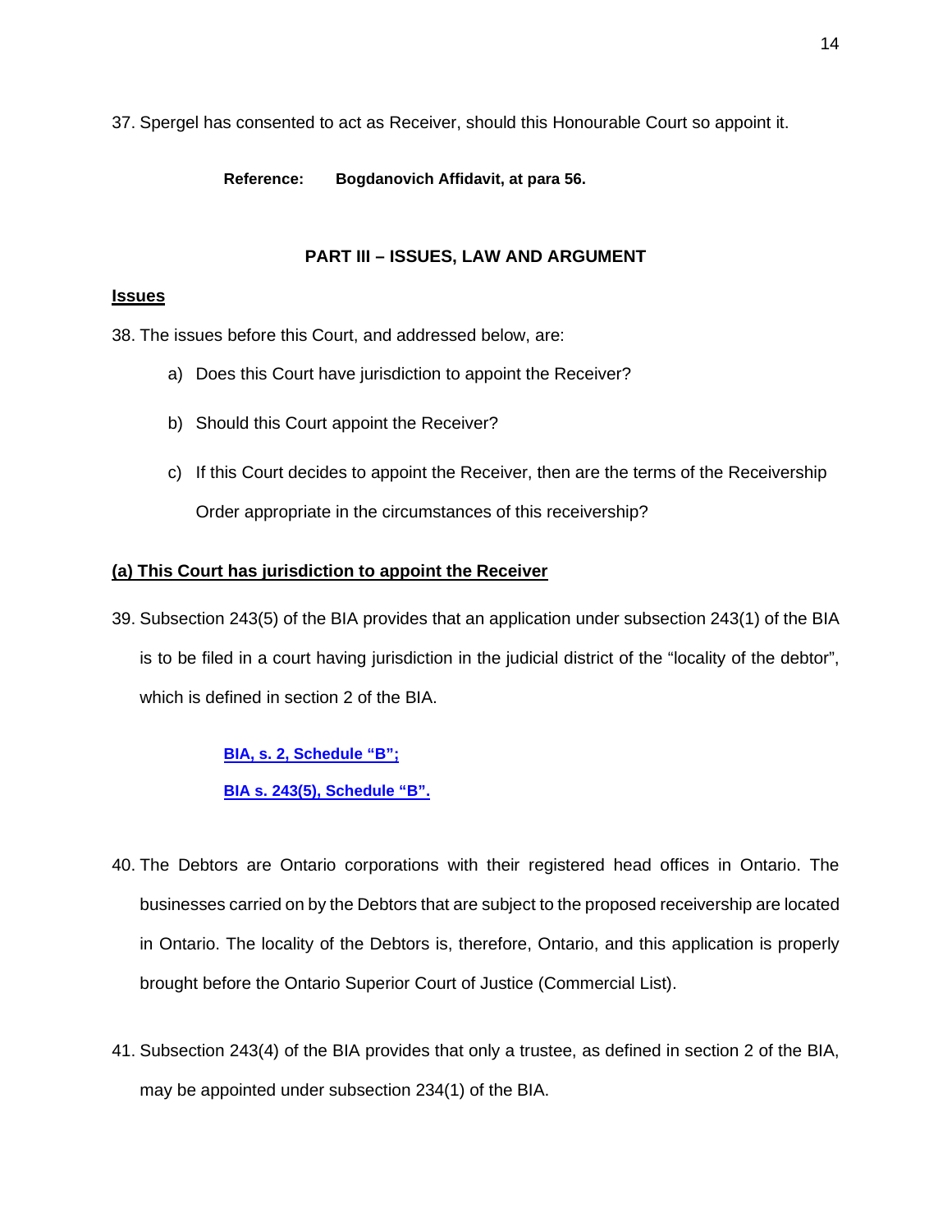37. Spergel has consented to act as Receiver, should this Honourable Court so appoint it.

> **Reference: Bogdanovich Affidavit, at para 56.**

## PART III – ISSUES, LAW AND ARGUMENT

### Issues

38. The issues before this Court, and addressed below, are:

    a) Does this Court have jurisdiction to appoint the Receiver?

    b) Should this Court appoint the Receiver?

    c) If this Court decides to appoint the Receiver, then are the terms of the Receivership Order appropriate in the circumstances of this receivership?

### (a) This Court has jurisdiction to appoint the Receiver

39. Subsection 243(5) of the BIA provides that an application under subsection 243(1) of the BIA is to be filed in a court having jurisdiction in the judicial district of the "locality of the debtor", which is defined in section 2 of the BIA.

> **BIA, s. 2, Schedule "B";**
>
> **BIA s. 243(5), Schedule "B".**

40. The Debtors are Ontario corporations with their registered head offices in Ontario. The businesses carried on by the Debtors that are subject to the proposed receivership are located in Ontario. The locality of the Debtors is, therefore, Ontario, and this application is properly brought before the Ontario Superior Court of Justice (Commercial List).

41. Subsection 243(4) of the BIA provides that only a trustee, as defined in section 2 of the BIA, may be appointed under subsection 234(1) of the BIA.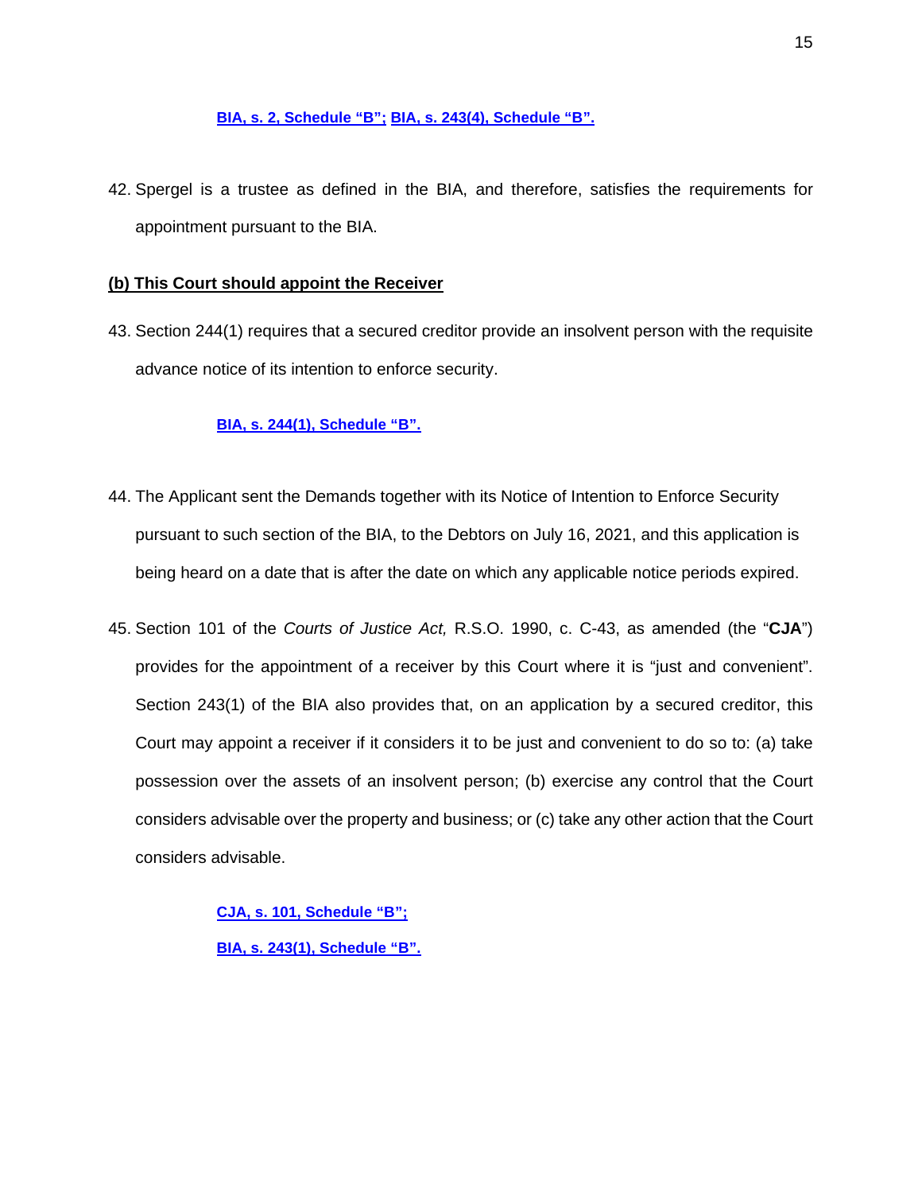[BIA, s. 2, Schedule "B"](); [BIA, s. 243(4), Schedule "B".]()

42. Spergel is a trustee as defined in the BIA, and therefore, satisfies the requirements for appointment pursuant to the BIA.

**(b) This Court should appoint the Receiver**

43. Section 244(1) requires that a secured creditor provide an insolvent person with the requisite advance notice of its intention to enforce security.

[BIA, s. 244(1), Schedule "B".]()

44. The Applicant sent the Demands together with its Notice of Intention to Enforce Security pursuant to such section of the BIA, to the Debtors on July 16, 2021, and this application is being heard on a date that is after the date on which any applicable notice periods expired.

45. Section 101 of the *Courts of Justice Act,* R.S.O. 1990, c. C-43, as amended (the "**CJA**") provides for the appointment of a receiver by this Court where it is "just and convenient". Section 243(1) of the BIA also provides that, on an application by a secured creditor, this Court may appoint a receiver if it considers it to be just and convenient to do so to: (a) take possession over the assets of an insolvent person; (b) exercise any control that the Court considers advisable over the property and business; or (c) take any other action that the Court considers advisable.

[CJA, s. 101, Schedule "B";]()

[BIA, s. 243(1), Schedule "B".]()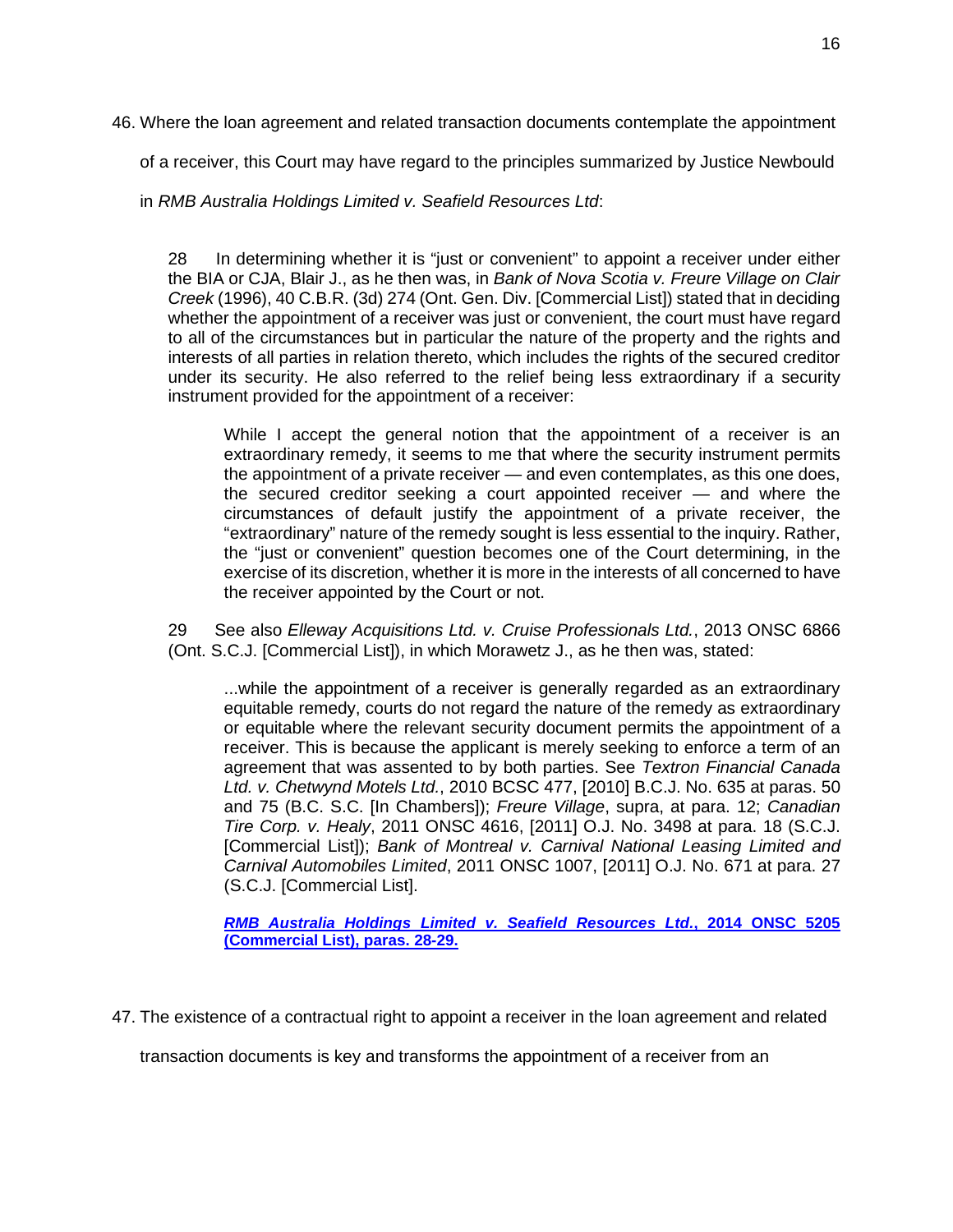46. Where the loan agreement and related transaction documents contemplate the appointment of a receiver, this Court may have regard to the principles summarized by Justice Newbould in *RMB Australia Holdings Limited v. Seafield Resources Ltd*:

> 28 In determining whether it is "just or convenient" to appoint a receiver under either the BIA or CJA, Blair J., as he then was, in *Bank of Nova Scotia v. Freure Village on Clair Creek* (1996), 40 C.B.R. (3d) 274 (Ont. Gen. Div. [Commercial List]) stated that in deciding whether the appointment of a receiver was just or convenient, the court must have regard to all of the circumstances but in particular the nature of the property and the rights and interests of all parties in relation thereto, which includes the rights of the secured creditor under its security. He also referred to the relief being less extraordinary if a security instrument provided for the appointment of a receiver:
>
> > While I accept the general notion that the appointment of a receiver is an extraordinary remedy, it seems to me that where the security instrument permits the appointment of a private receiver — and even contemplates, as this one does, the secured creditor seeking a court appointed receiver — and where the circumstances of default justify the appointment of a private receiver, the "extraordinary" nature of the remedy sought is less essential to the inquiry. Rather, the "just or convenient" question becomes one of the Court determining, in the exercise of its discretion, whether it is more in the interests of all concerned to have the receiver appointed by the Court or not.
>
> 29 See also *Elleway Acquisitions Ltd. v. Cruise Professionals Ltd.*, 2013 ONSC 6866 (Ont. S.C.J. [Commercial List]), in which Morawetz J., as he then was, stated:
>
> > ...while the appointment of a receiver is generally regarded as an extraordinary equitable remedy, courts do not regard the nature of the remedy as extraordinary or equitable where the relevant security document permits the appointment of a receiver. This is because the applicant is merely seeking to enforce a term of an agreement that was assented to by both parties. See *Textron Financial Canada Ltd. v. Chetwynd Motels Ltd.*, 2010 BCSC 477, [2010] B.C.J. No. 635 at paras. 50 and 75 (B.C. S.C. [In Chambers]); *Freure Village*, supra, at para. 12; *Canadian Tire Corp. v. Healy*, 2011 ONSC 4616, [2011] O.J. No. 3498 at para. 18 (S.C.J. [Commercial List]); *Bank of Montreal v. Carnival National Leasing Limited and Carnival Automobiles Limited*, 2011 ONSC 1007, [2011] O.J. No. 671 at para. 27 (S.C.J. [Commercial List].
>
> > **[*RMB Australia Holdings Limited v. Seafield Resources Ltd.*, 2014 ONSC 5205 (Commercial List), paras. 28-29.]()**

47. The existence of a contractual right to appoint a receiver in the loan agreement and related transaction documents is key and transforms the appointment of a receiver from an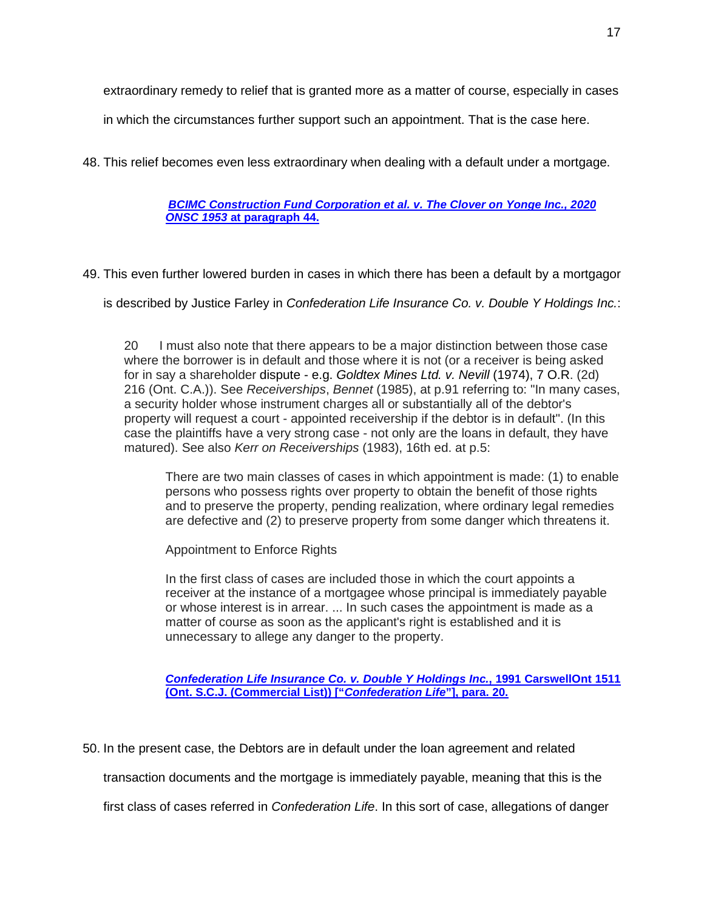extraordinary remedy to relief that is granted more as a matter of course, especially in cases in which the circumstances further support such an appointment. That is the case here.

48. This relief becomes even less extraordinary when dealing with a default under a mortgage.

> ***BCIMC Construction Fund Corporation et al. v. The Clover on Yonge Inc., 2020 ONSC 1953* at paragraph 44.**

49. This even further lowered burden in cases in which there has been a default by a mortgagor is described by Justice Farley in *Confederation Life Insurance Co. v. Double Y Holdings Inc.*:

> 20 I must also note that there appears to be a major distinction between those case where the borrower is in default and those where it is not (or a receiver is being asked for in say a shareholder dispute - e.g. *Goldtex Mines Ltd. v. Nevill* (1974), 7 O.R. (2d) 216 (Ont. C.A.)). See *Receiverships*, *Bennet* (1985), at p.91 referring to: "In many cases, a security holder whose instrument charges all or substantially all of the debtor's property will request a court - appointed receivership if the debtor is in default". (In this case the plaintiffs have a very strong case - not only are the loans in default, they have matured). See also *Kerr on Receiverships* (1983), 16th ed. at p.5:
>
>> There are two main classes of cases in which appointment is made: (1) to enable persons who possess rights over property to obtain the benefit of those rights and to preserve the property, pending realization, where ordinary legal remedies are defective and (2) to preserve property from some danger which threatens it.
>>
>> Appointment to Enforce Rights
>>
>> In the first class of cases are included those in which the court appoints a receiver at the instance of a mortgagee whose principal is immediately payable or whose interest is in arrear. ... In such cases the appointment is made as a matter of course as soon as the applicant's right is established and it is unnecessary to allege any danger to the property.
>
> ***Confederation Life Insurance Co. v. Double Y Holdings Inc.*, 1991 CarswellOnt 1511 (Ont. S.C.J. (Commercial List)) ["*Confederation Life*"], para. 20.**

50. In the present case, the Debtors are in default under the loan agreement and related transaction documents and the mortgage is immediately payable, meaning that this is the first class of cases referred in *Confederation Life*. In this sort of case, allegations of danger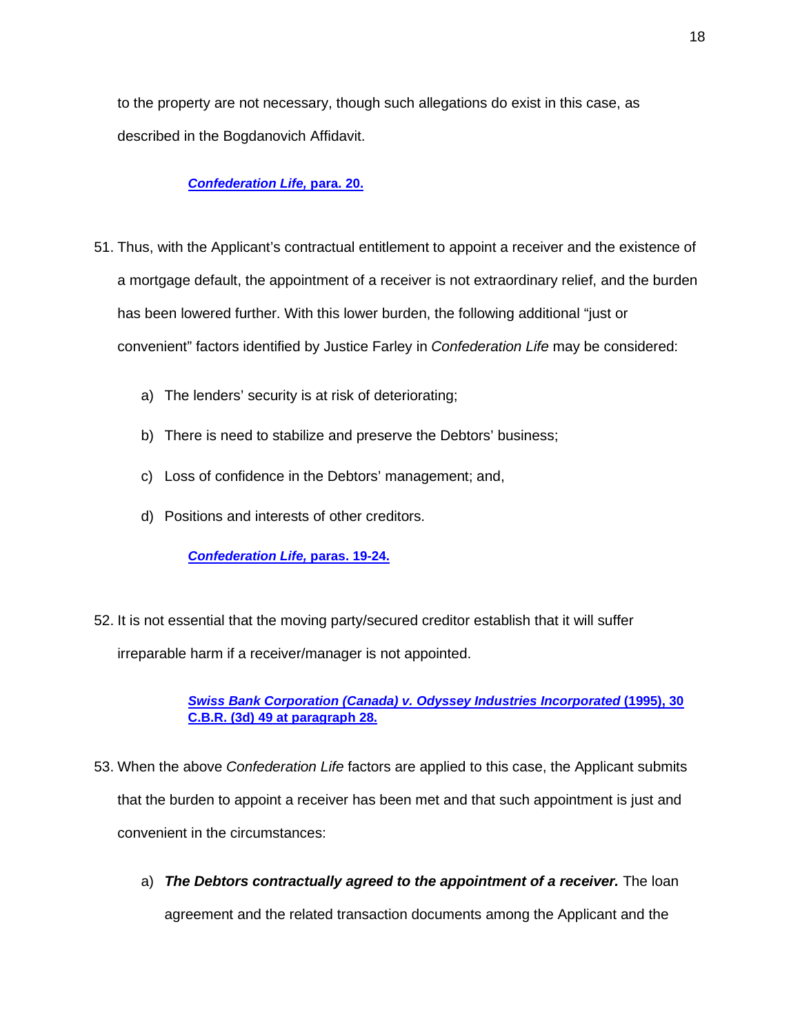to the property are not necessary, though such allegations do exist in this case, as described in the Bogdanovich Affidavit.

> ***Confederation Life,* para. 20.**

51. Thus, with the Applicant's contractual entitlement to appoint a receiver and the existence of a mortgage default, the appointment of a receiver is not extraordinary relief, and the burden has been lowered further. With this lower burden, the following additional "just or convenient" factors identified by Justice Farley in *Confederation Life* may be considered:

    a) The lenders' security is at risk of deteriorating;

    b) There is need to stabilize and preserve the Debtors' business;

    c) Loss of confidence in the Debtors' management; and,

    d) Positions and interests of other creditors.

> ***Confederation Life,* paras. 19-24.**

52. It is not essential that the moving party/secured creditor establish that it will suffer irreparable harm if a receiver/manager is not appointed.

> ***Swiss Bank Corporation (Canada) v. Odyssey Industries Incorporated* (1995), 30 C.B.R. (3d) 49 at paragraph 28.**

53. When the above *Confederation Life* factors are applied to this case, the Applicant submits that the burden to appoint a receiver has been met and that such appointment is just and convenient in the circumstances:

    a) ***The Debtors contractually agreed to the appointment of a receiver.*** The loan agreement and the related transaction documents among the Applicant and the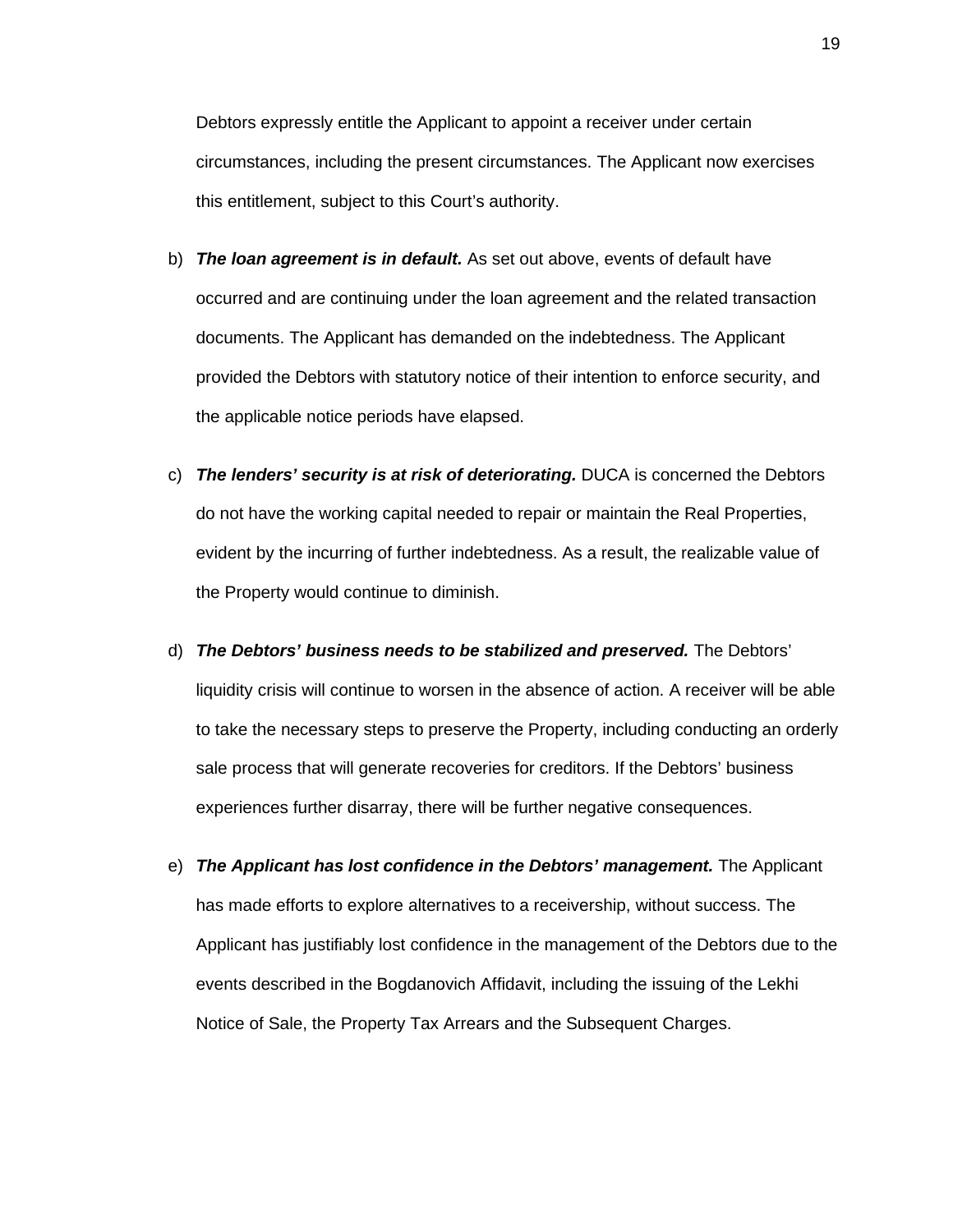Debtors expressly entitle the Applicant to appoint a receiver under certain circumstances, including the present circumstances. The Applicant now exercises this entitlement, subject to this Court's authority.

b) ***The loan agreement is in default.*** As set out above, events of default have occurred and are continuing under the loan agreement and the related transaction documents. The Applicant has demanded on the indebtedness. The Applicant provided the Debtors with statutory notice of their intention to enforce security, and the applicable notice periods have elapsed.

c) ***The lenders' security is at risk of deteriorating.*** DUCA is concerned the Debtors do not have the working capital needed to repair or maintain the Real Properties, evident by the incurring of further indebtedness. As a result, the realizable value of the Property would continue to diminish.

d) ***The Debtors' business needs to be stabilized and preserved.*** The Debtors' liquidity crisis will continue to worsen in the absence of action. A receiver will be able to take the necessary steps to preserve the Property, including conducting an orderly sale process that will generate recoveries for creditors. If the Debtors' business experiences further disarray, there will be further negative consequences.

e) ***The Applicant has lost confidence in the Debtors' management.*** The Applicant has made efforts to explore alternatives to a receivership, without success. The Applicant has justifiably lost confidence in the management of the Debtors due to the events described in the Bogdanovich Affidavit, including the issuing of the Lekhi Notice of Sale, the Property Tax Arrears and the Subsequent Charges.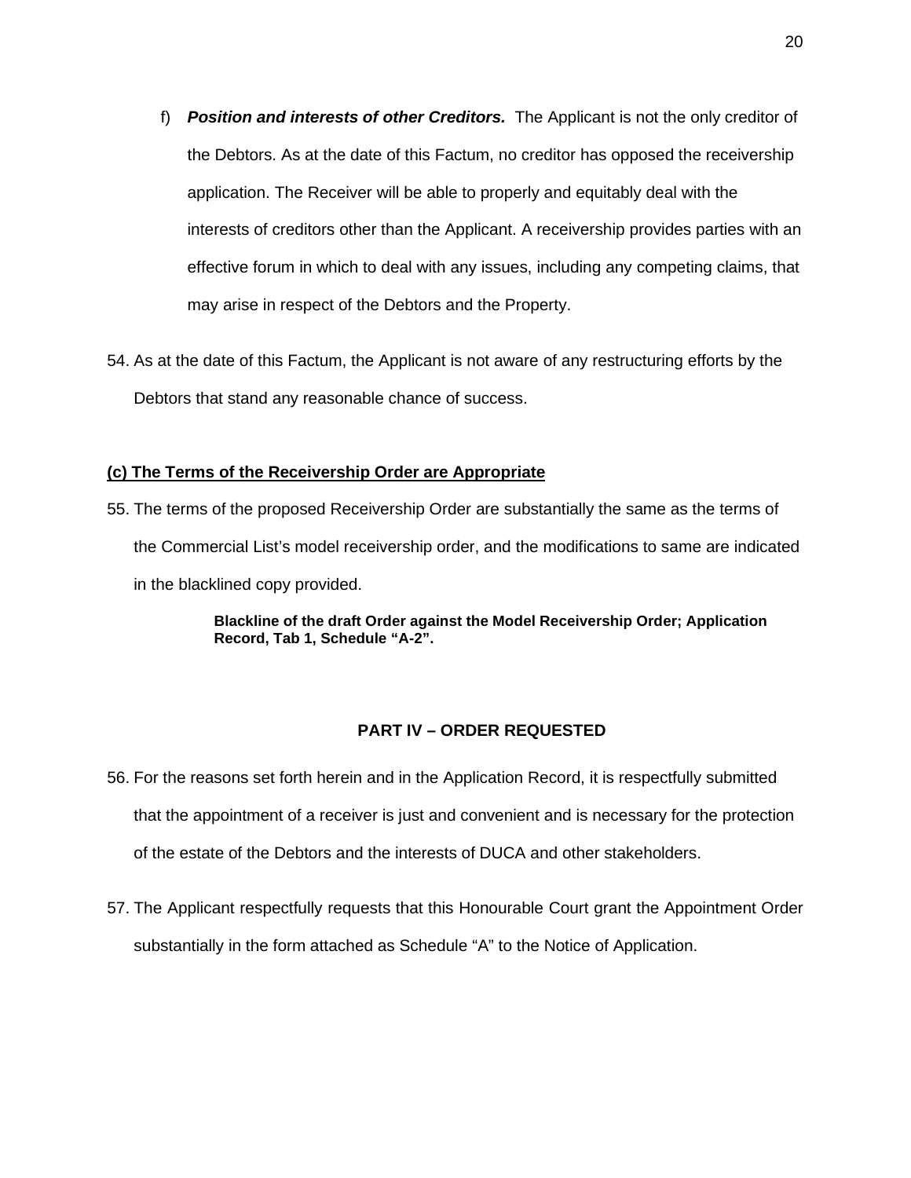f) ***Position and interests of other Creditors.*** The Applicant is not the only creditor of the Debtors. As at the date of this Factum, no creditor has opposed the receivership application. The Receiver will be able to properly and equitably deal with the interests of creditors other than the Applicant. A receivership provides parties with an effective forum in which to deal with any issues, including any competing claims, that may arise in respect of the Debtors and the Property.

54. As at the date of this Factum, the Applicant is not aware of any restructuring efforts by the Debtors that stand any reasonable chance of success.

**(c) The Terms of the Receivership Order are Appropriate**

55. The terms of the proposed Receivership Order are substantially the same as the terms of the Commercial List's model receivership order, and the modifications to same are indicated in the blacklined copy provided.

> **Blackline of the draft Order against the Model Receivership Order; Application Record, Tab 1, Schedule "A-2".**

## PART IV – ORDER REQUESTED

56. For the reasons set forth herein and in the Application Record, it is respectfully submitted that the appointment of a receiver is just and convenient and is necessary for the protection of the estate of the Debtors and the interests of DUCA and other stakeholders.

57. The Applicant respectfully requests that this Honourable Court grant the Appointment Order substantially in the form attached as Schedule "A" to the Notice of Application.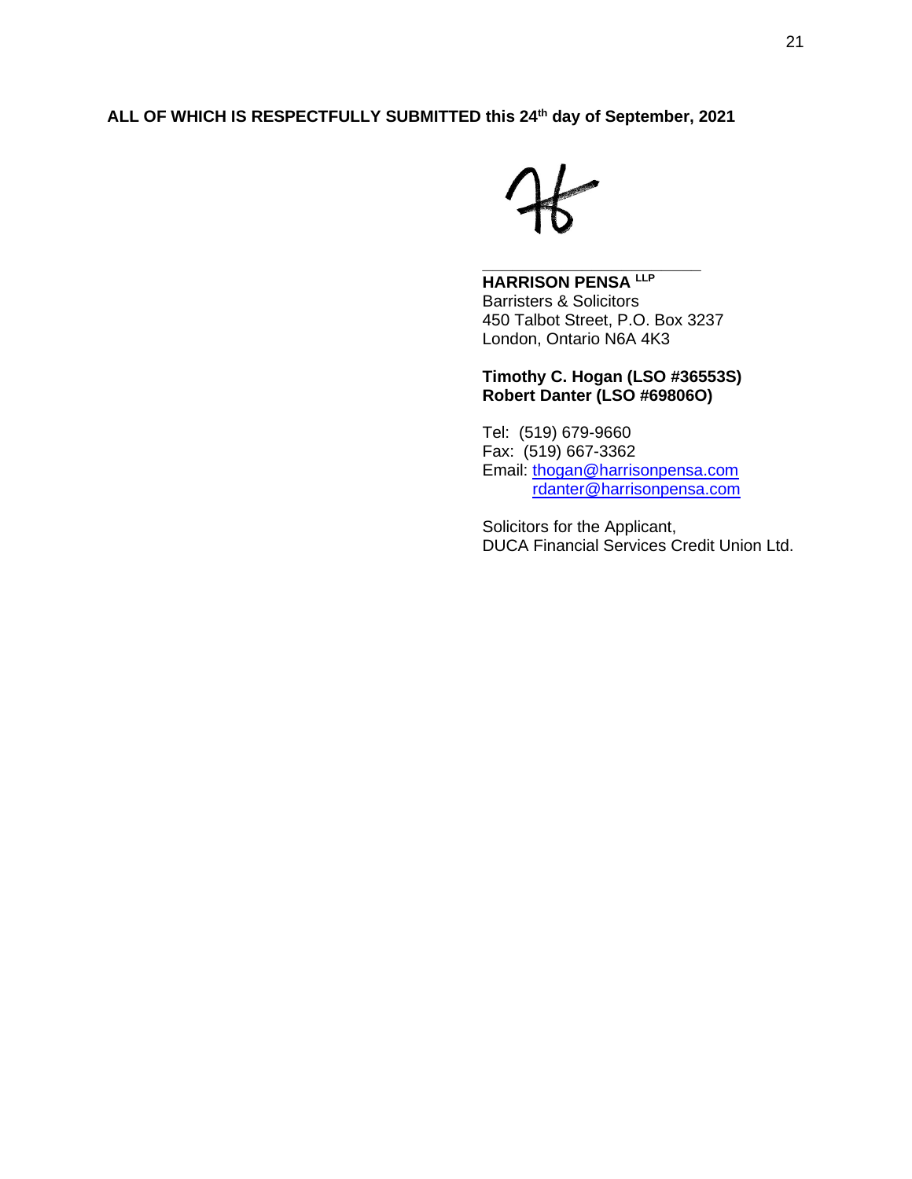**ALL OF WHICH IS RESPECTFULLY SUBMITTED this 24th day of September, 2021**

\_\_\_\_\_\_\_\_\_\_\_\_\_\_\_\_\_\_\_\_\_\_\_\_\_\_

**HARRISON PENSA LLP**
Barristers & Solicitors
450 Talbot Street, P.O. Box 3237
London, Ontario N6A 4K3

**Timothy C. Hogan (LSO #36553S)**
**Robert Danter (LSO #69806O)**

Tel: (519) 679-9660
Fax: (519) 667-3362
Email: thogan@harrisonpensa.com
rdanter@harrisonpensa.com

Solicitors for the Applicant,
DUCA Financial Services Credit Union Ltd.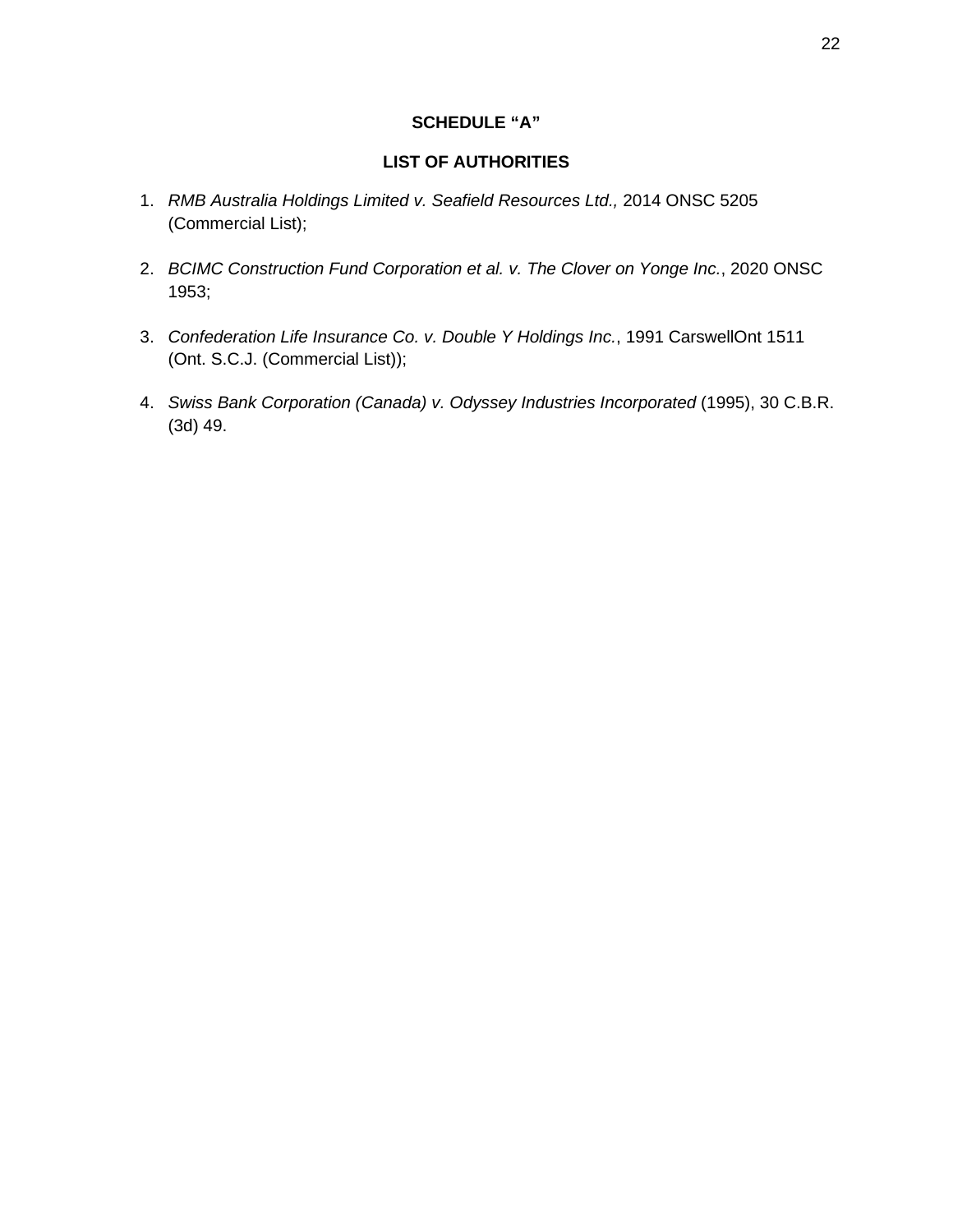**SCHEDULE "A"**

**LIST OF AUTHORITIES**

1. *RMB Australia Holdings Limited v. Seafield Resources Ltd.,* 2014 ONSC 5205 (Commercial List);

2. *BCIMC Construction Fund Corporation et al. v. The Clover on Yonge Inc.*, 2020 ONSC 1953;

3. *Confederation Life Insurance Co. v. Double Y Holdings Inc.*, 1991 CarswellOnt 1511 (Ont. S.C.J. (Commercial List));

4. *Swiss Bank Corporation (Canada) v. Odyssey Industries Incorporated* (1995), 30 C.B.R. (3d) 49.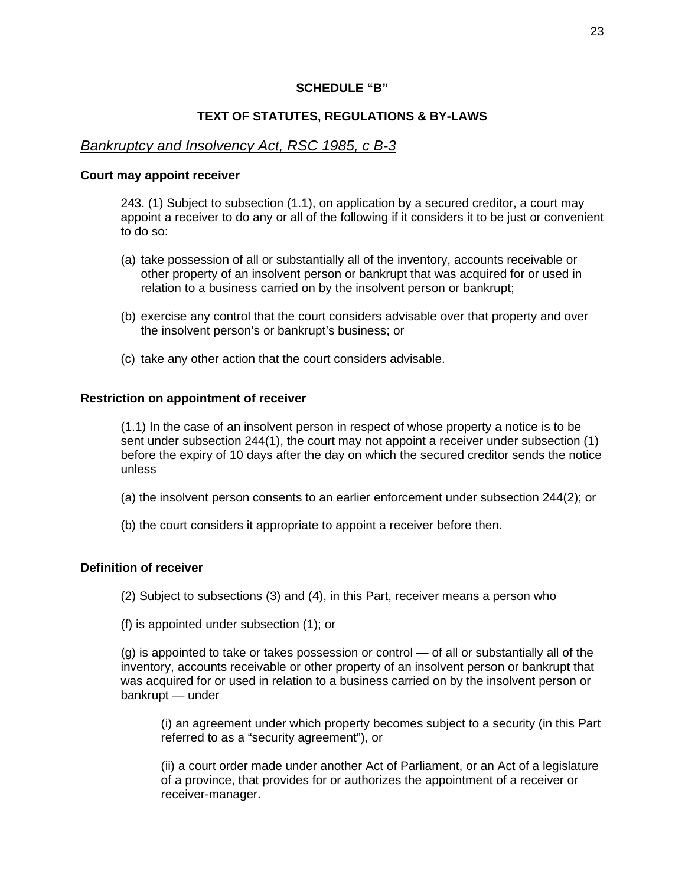**SCHEDULE "B"**

**TEXT OF STATUTES, REGULATIONS & BY-LAWS**

## *Bankruptcy and Insolvency Act, RSC 1985, c B-3*

**Court may appoint receiver**

243. (1) Subject to subsection (1.1), on application by a secured creditor, a court may appoint a receiver to do any or all of the following if it considers it to be just or convenient to do so:

(a) take possession of all or substantially all of the inventory, accounts receivable or other property of an insolvent person or bankrupt that was acquired for or used in relation to a business carried on by the insolvent person or bankrupt;

(b) exercise any control that the court considers advisable over that property and over the insolvent person's or bankrupt's business; or

(c) take any other action that the court considers advisable.

**Restriction on appointment of receiver**

(1.1) In the case of an insolvent person in respect of whose property a notice is to be sent under subsection 244(1), the court may not appoint a receiver under subsection (1) before the expiry of 10 days after the day on which the secured creditor sends the notice unless

(a) the insolvent person consents to an earlier enforcement under subsection 244(2); or

(b) the court considers it appropriate to appoint a receiver before then.

**Definition of receiver**

(2) Subject to subsections (3) and (4), in this Part, receiver means a person who

(f) is appointed under subsection (1); or

(g) is appointed to take or takes possession or control — of all or substantially all of the inventory, accounts receivable or other property of an insolvent person or bankrupt that was acquired for or used in relation to a business carried on by the insolvent person or bankrupt — under

(i) an agreement under which property becomes subject to a security (in this Part referred to as a "security agreement"), or

(ii) a court order made under another Act of Parliament, or an Act of a legislature of a province, that provides for or authorizes the appointment of a receiver or receiver-manager.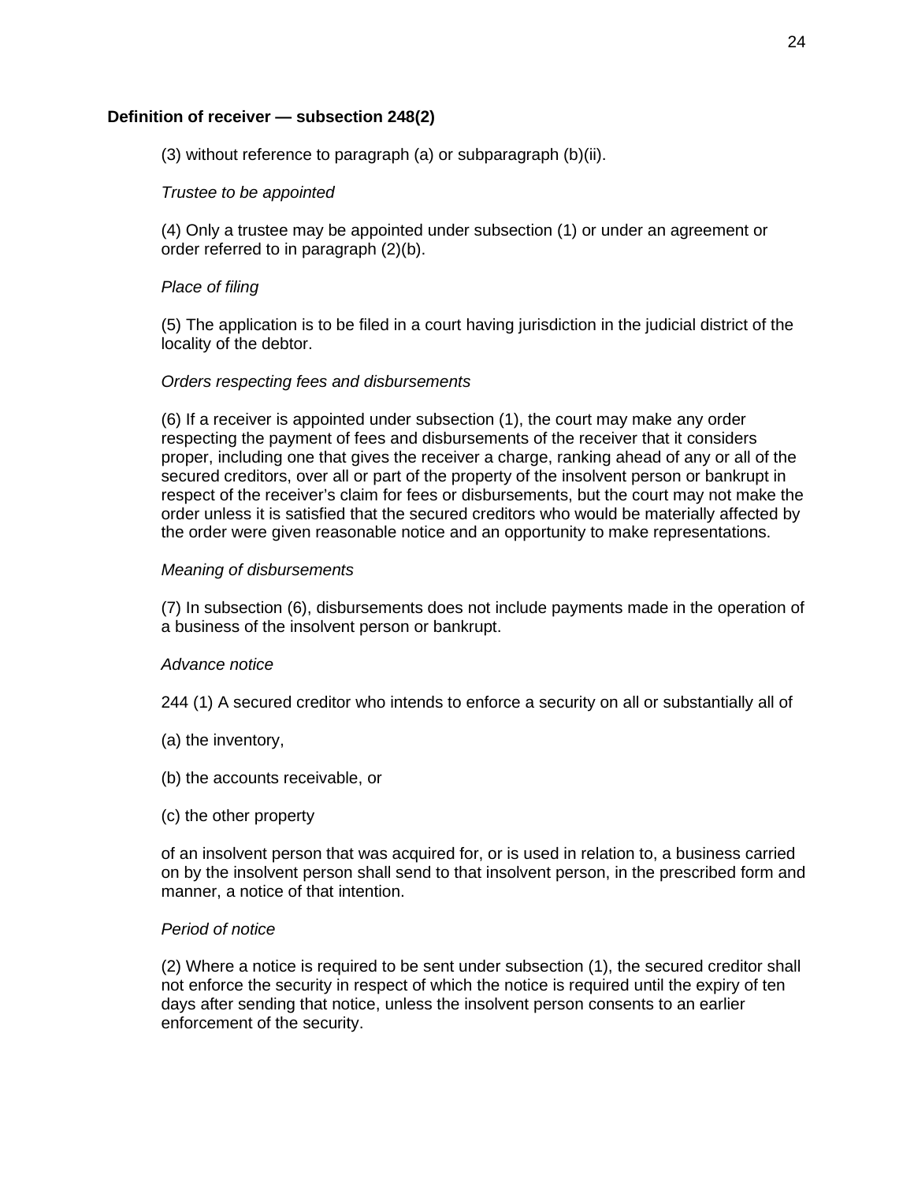**Definition of receiver — subsection 248(2)**

(3) without reference to paragraph (a) or subparagraph (b)(ii).

*Trustee to be appointed*

(4) Only a trustee may be appointed under subsection (1) or under an agreement or order referred to in paragraph (2)(b).

*Place of filing*

(5) The application is to be filed in a court having jurisdiction in the judicial district of the locality of the debtor.

*Orders respecting fees and disbursements*

(6) If a receiver is appointed under subsection (1), the court may make any order respecting the payment of fees and disbursements of the receiver that it considers proper, including one that gives the receiver a charge, ranking ahead of any or all of the secured creditors, over all or part of the property of the insolvent person or bankrupt in respect of the receiver's claim for fees or disbursements, but the court may not make the order unless it is satisfied that the secured creditors who would be materially affected by the order were given reasonable notice and an opportunity to make representations.

*Meaning of disbursements*

(7) In subsection (6), disbursements does not include payments made in the operation of a business of the insolvent person or bankrupt.

*Advance notice*

244 (1) A secured creditor who intends to enforce a security on all or substantially all of

(a) the inventory,

(b) the accounts receivable, or

(c) the other property

of an insolvent person that was acquired for, or is used in relation to, a business carried on by the insolvent person shall send to that insolvent person, in the prescribed form and manner, a notice of that intention.

*Period of notice*

(2) Where a notice is required to be sent under subsection (1), the secured creditor shall not enforce the security in respect of which the notice is required until the expiry of ten days after sending that notice, unless the insolvent person consents to an earlier enforcement of the security.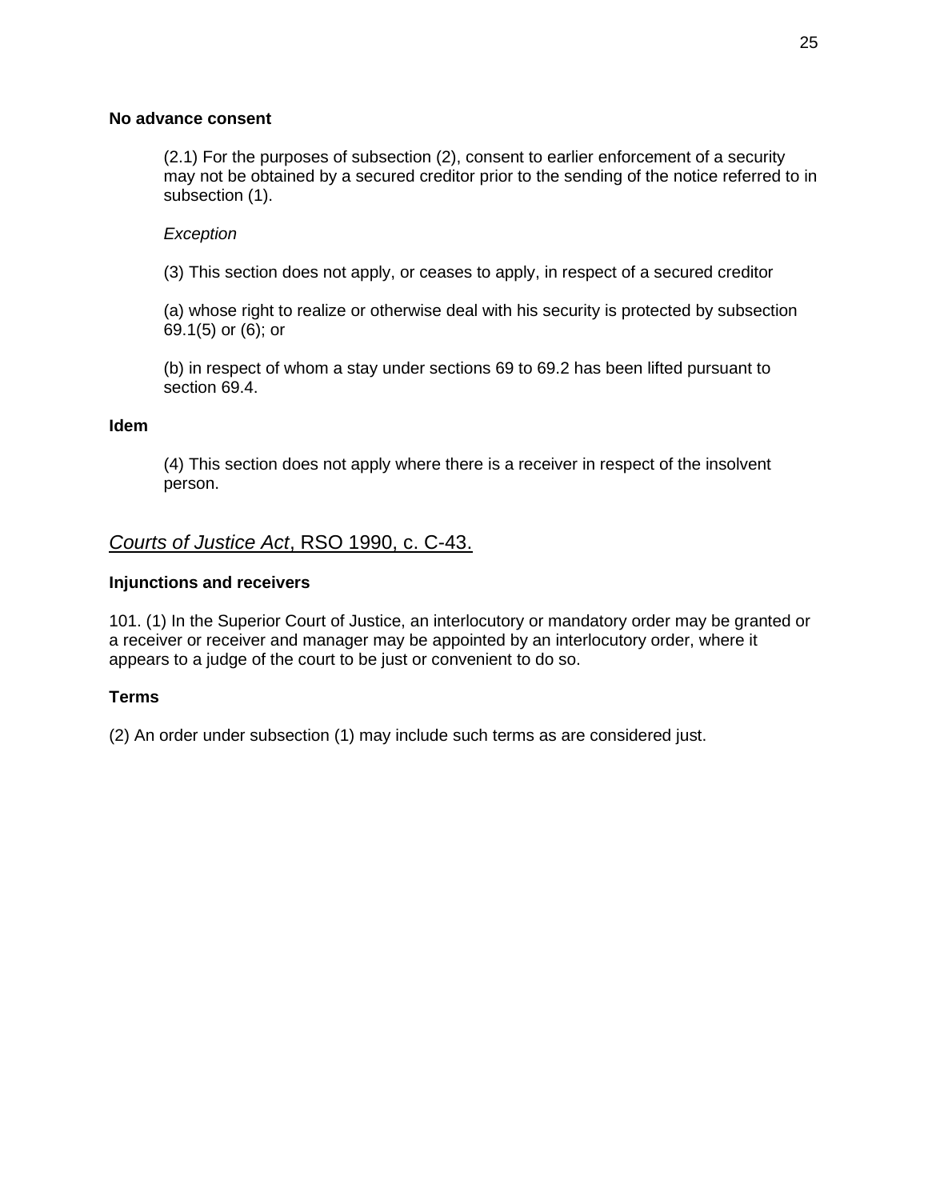**No advance consent**

> (2.1) For the purposes of subsection (2), consent to earlier enforcement of a security may not be obtained by a secured creditor prior to the sending of the notice referred to in subsection (1).
>
> *Exception*
>
> (3) This section does not apply, or ceases to apply, in respect of a secured creditor
>
> (a) whose right to realize or otherwise deal with his security is protected by subsection 69.1(5) or (6); or
>
> (b) in respect of whom a stay under sections 69 to 69.2 has been lifted pursuant to section 69.4.

**Idem**

> (4) This section does not apply where there is a receiver in respect of the insolvent person.

## *Courts of Justice Act*, RSO 1990, c. C-43.

**Injunctions and receivers**

101. (1) In the Superior Court of Justice, an interlocutory or mandatory order may be granted or a receiver or receiver and manager may be appointed by an interlocutory order, where it appears to a judge of the court to be just or convenient to do so.

**Terms**

(2) An order under subsection (1) may include such terms as are considered just.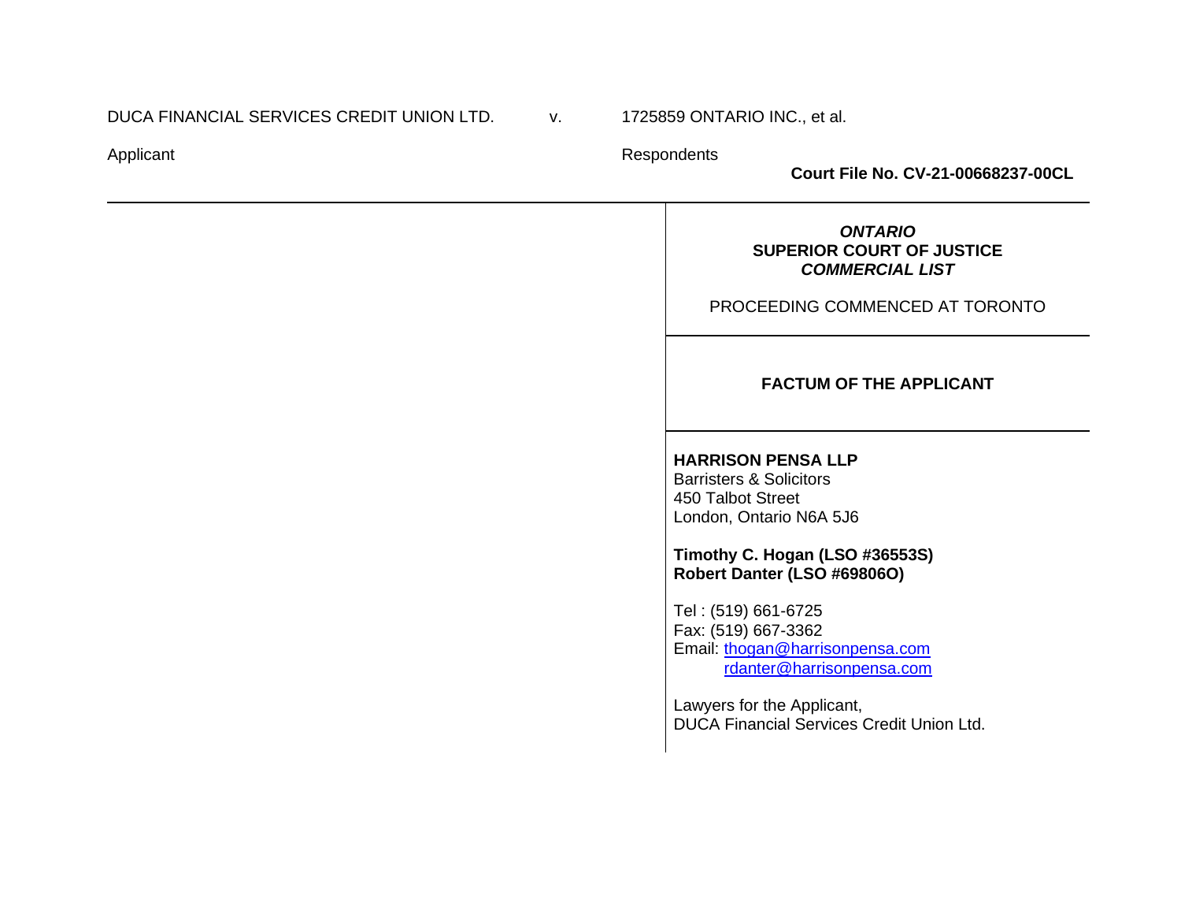DUCA FINANCIAL SERVICES CREDIT UNION LTD. v. 1725859 ONTARIO INC., et al.

Applicant                                                                 Respondents

**Court File No. CV-21-00668237-00CL**

***ONTARIO***
**SUPERIOR COURT OF JUSTICE**
***COMMERCIAL LIST***

PROCEEDING COMMENCED AT TORONTO

**FACTUM OF THE APPLICANT**

**HARRISON PENSA LLP**
Barristers & Solicitors
450 Talbot Street
London, Ontario N6A 5J6

**Timothy C. Hogan (LSO #36553S)**
**Robert Danter (LSO #69806O)**

Tel : (519) 661-6725
Fax: (519) 667-3362
Email: thogan@harrisonpensa.com
rdanter@harrisonpensa.com

Lawyers for the Applicant,
DUCA Financial Services Credit Union Ltd.